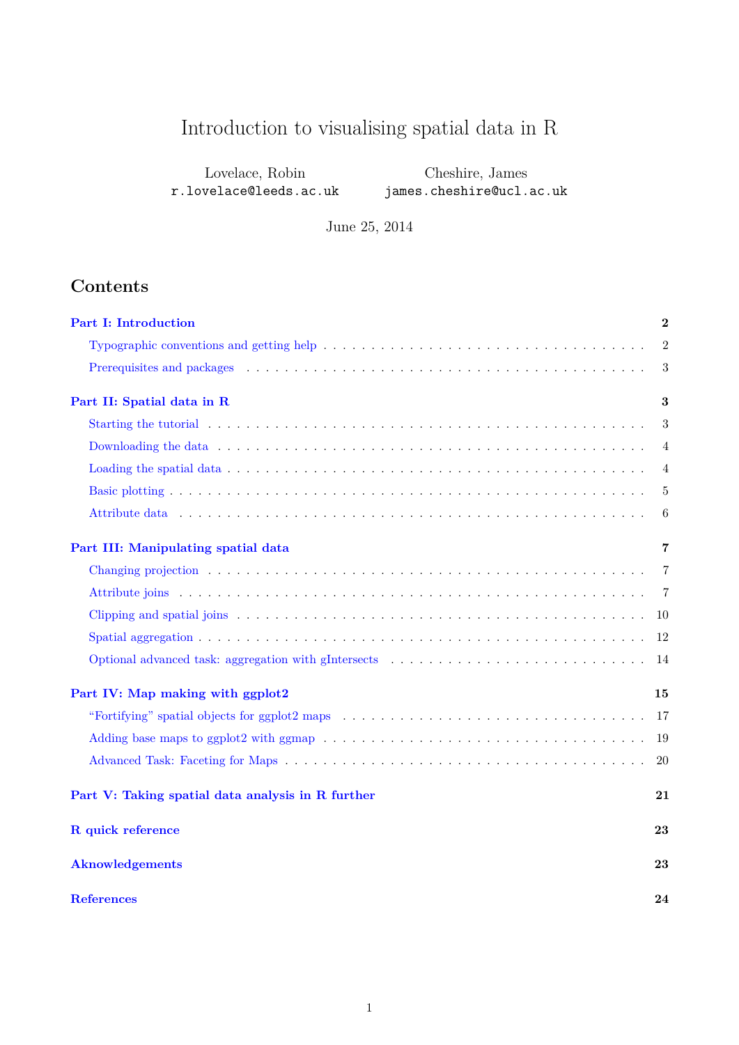# Introduction to visualising spatial data in R

Lovelace, Robin
r.lovelace@leeds.ac.uk

Cheshire, James
james.cheshire@ucl.ac.uk

June 25, 2014

## Contents

**Part I: Introduction** — 2

- Typographic conventions and getting help — 2
- Prerequisites and packages — 3

**Part II: Spatial data in R** — 3

- Starting the tutorial — 3
- Downloading the data — 4
- Loading the spatial data — 4
- Basic plotting — 5
- Attribute data — 6

**Part III: Manipulating spatial data** — 7

- Changing projection — 7
- Attribute joins — 7
- Clipping and spatial joins — 10
- Spatial aggregation — 12
- Optional advanced task: aggregation with gIntersects — 14

**Part IV: Map making with ggplot2** — 15

- "Fortifying" spatial objects for ggplot2 maps — 17
- Adding base maps to ggplot2 with ggmap — 19
- Advanced Task: Faceting for Maps — 20

**Part V: Taking spatial data analysis in R further** — 21

**R quick reference** — 23

**Aknowledgements** — 23

**References** — 24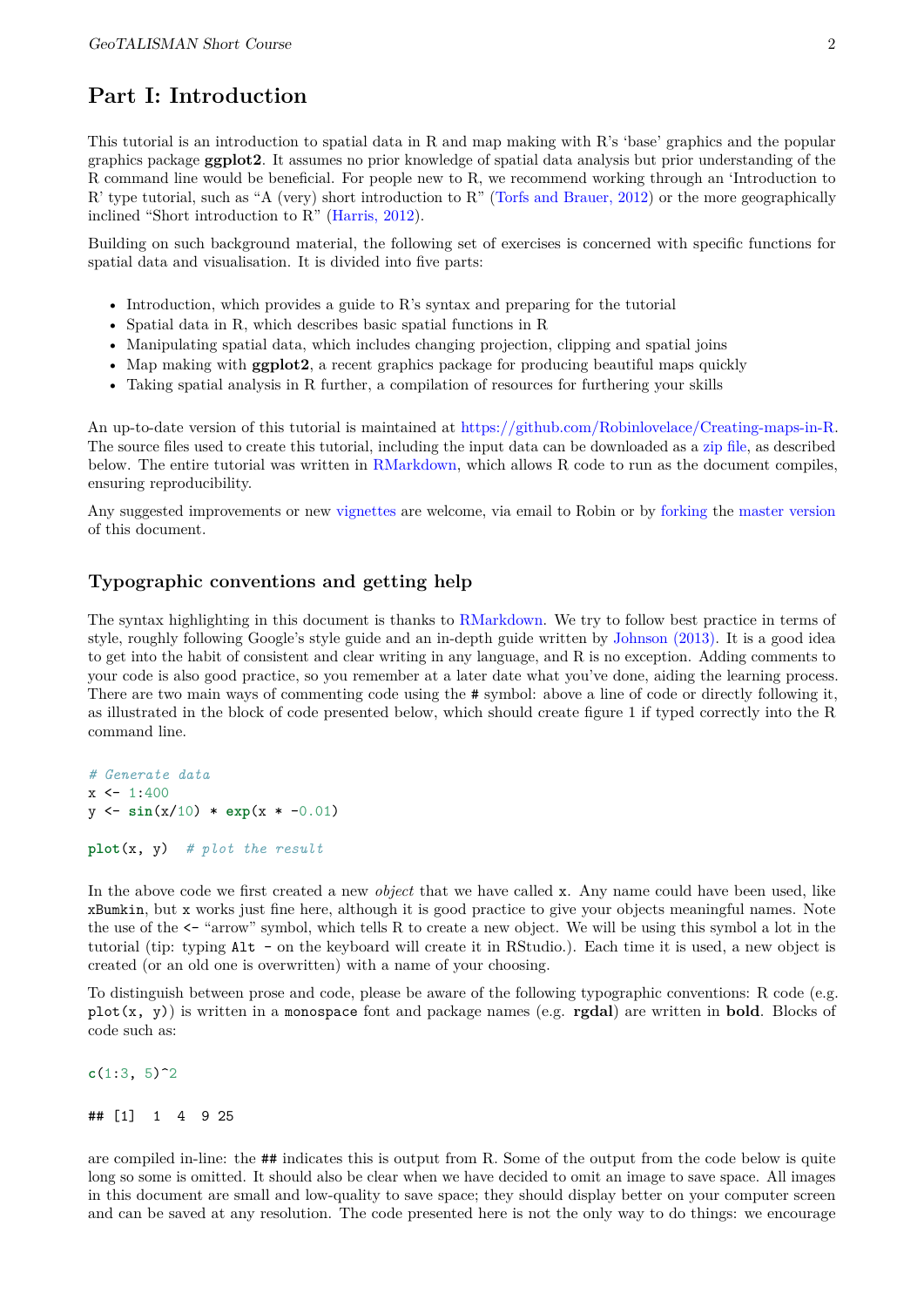# Part I: Introduction

This tutorial is an introduction to spatial data in R and map making with R's 'base' graphics and the popular graphics package **ggplot2**. It assumes no prior knowledge of spatial data analysis but prior understanding of the R command line would be beneficial. For people new to R, we recommend working through an 'Introduction to R' type tutorial, such as "A (very) short introduction to R" (Torfs and Brauer, 2012) or the more geographically inclined "Short introduction to R" (Harris, 2012).

Building on such background material, the following set of exercises is concerned with specific functions for spatial data and visualisation. It is divided into five parts:

- Introduction, which provides a guide to R's syntax and preparing for the tutorial
- Spatial data in R, which describes basic spatial functions in R
- Manipulating spatial data, which includes changing projection, clipping and spatial joins
- Map making with **ggplot2**, a recent graphics package for producing beautiful maps quickly
- Taking spatial analysis in R further, a compilation of resources for furthering your skills

An up-to-date version of this tutorial is maintained at https://github.com/Robinlovelace/Creating-maps-in-R. The source files used to create this tutorial, including the input data can be downloaded as a zip file, as described below. The entire tutorial was written in RMarkdown, which allows R code to run as the document compiles, ensuring reproducibility.

Any suggested improvements or new vignettes are welcome, via email to Robin or by forking the master version of this document.

## Typographic conventions and getting help

The syntax highlighting in this document is thanks to RMarkdown. We try to follow best practice in terms of style, roughly following Google's style guide and an in-depth guide written by Johnson (2013). It is a good idea to get into the habit of consistent and clear writing in any language, and R is no exception. Adding comments to your code is also good practice, so you remember at a later date what you've done, aiding the learning process. There are two main ways of commenting code using the `#` symbol: above a line of code or directly following it, as illustrated in the block of code presented below, which should create figure 1 if typed correctly into the R command line.

```
# Generate data
x <- 1:400
y <- sin(x/10) * exp(x * -0.01)

plot(x, y)  # plot the result
```

In the above code we first created a new *object* that we have called `x`. Any name could have been used, like `xBumkin`, but `x` works just fine here, although it is good practice to give your objects meaningful names. Note the use of the `<-` "arrow" symbol, which tells R to create a new object. We will be using this symbol a lot in the tutorial (tip: typing `Alt -` on the keyboard will create it in RStudio.). Each time it is used, a new object is created (or an old one is overwritten) with a name of your choosing.

To distinguish between prose and code, please be aware of the following typographic conventions: R code (e.g. `plot(x, y)`) is written in a `monospace` font and package names (e.g. **rgdal**) are written in **bold**. Blocks of code such as:

```
c(1:3, 5)^2

## [1]  1  4  9 25
```

are compiled in-line: the `##` indicates this is output from R. Some of the output from the code below is quite long so some is omitted. It should also be clear when we have decided to omit an image to save space. All images in this document are small and low-quality to save space; they should display better on your computer screen and can be saved at any resolution. The code presented here is not the only way to do things: we encourage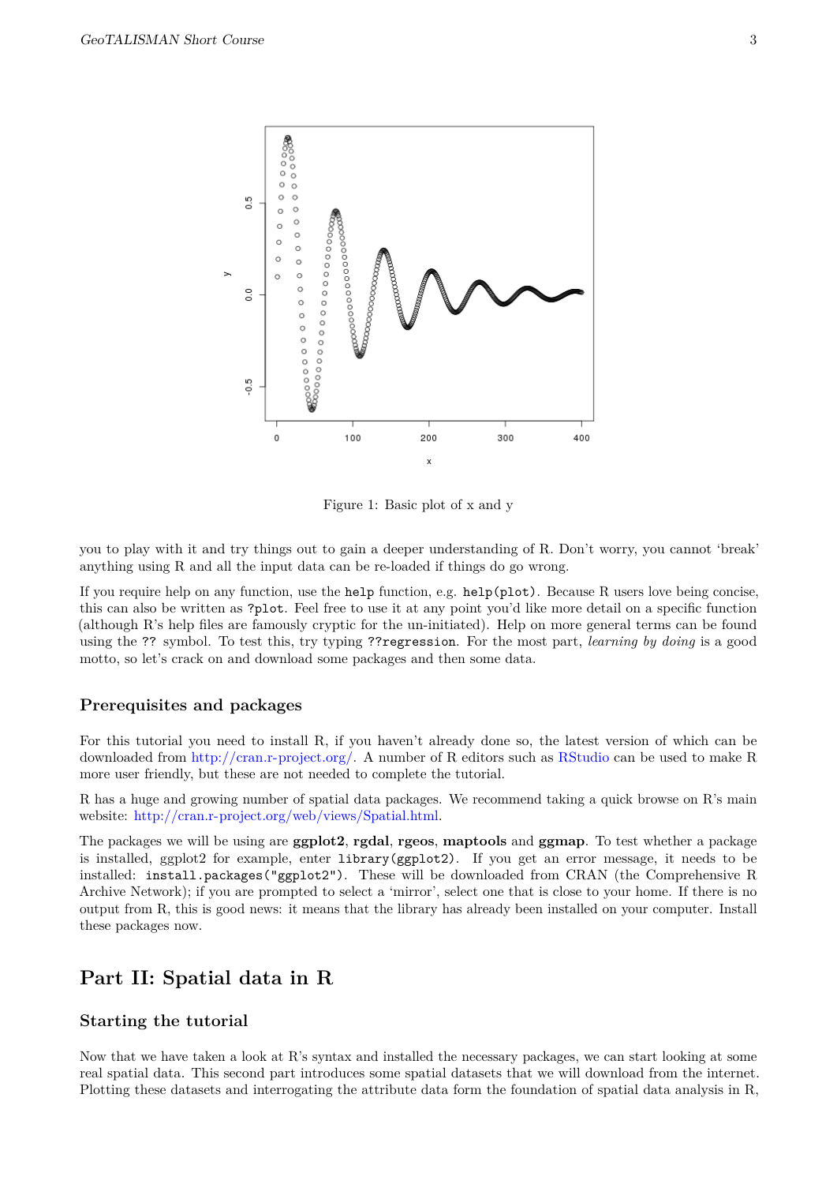Figure 1: Basic plot of x and y

you to play with it and try things out to gain a deeper understanding of R. Don't worry, you cannot 'break' anything using R and all the input data can be re-loaded if things do go wrong.

If you require help on any function, use the `help` function, e.g. `help(plot)`. Because R users love being concise, this can also be written as `?plot`. Feel free to use it at any point you'd like more detail on a specific function (although R's help files are famously cryptic for the un-initiated). Help on more general terms can be found using the `??` symbol. To test this, try typing `??regression`. For the most part, *learning by doing* is a good motto, so let's crack on and download some packages and then some data.

### Prerequisites and packages

For this tutorial you need to install R, if you haven't already done so, the latest version of which can be downloaded from http://cran.r-project.org/. A number of R editors such as RStudio can be used to make R more user friendly, but these are not needed to complete the tutorial.

R has a huge and growing number of spatial data packages. We recommend taking a quick browse on R's main website: http://cran.r-project.org/web/views/Spatial.html.

The packages we will be using are **ggplot2**, **rgdal**, **rgeos**, **maptools** and **ggmap**. To test whether a package is installed, ggplot2 for example, enter `library(ggplot2)`. If you get an error message, it needs to be installed: `install.packages("ggplot2")`. These will be downloaded from CRAN (the Comprehensive R Archive Network); if you are prompted to select a 'mirror', select one that is close to your home. If there is no output from R, this is good news: it means that the library has already been installed on your computer. Install these packages now.

## Part II: Spatial data in R

### Starting the tutorial

Now that we have taken a look at R's syntax and installed the necessary packages, we can start looking at some real spatial data. This second part introduces some spatial datasets that we will download from the internet. Plotting these datasets and interrogating the attribute data form the foundation of spatial data analysis in R,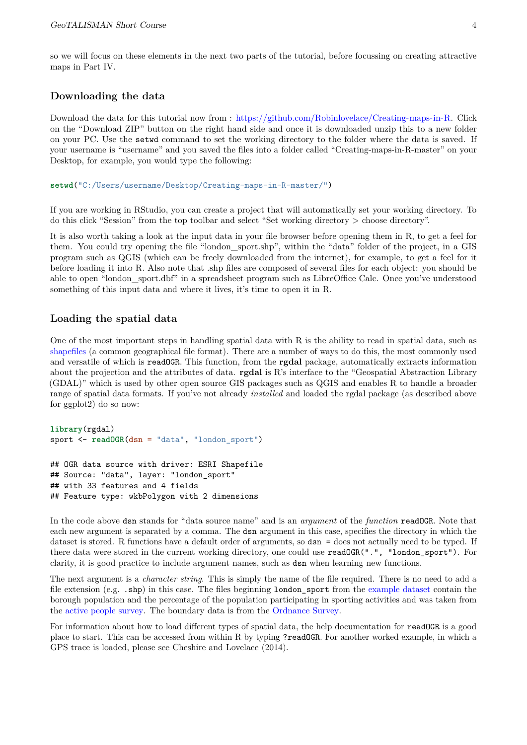so we will focus on these elements in the next two parts of the tutorial, before focussing on creating attractive maps in Part IV.

### Downloading the data

Download the data for this tutorial now from : https://github.com/Robinlovelace/Creating-maps-in-R. Click on the "Download ZIP" button on the right hand side and once it is downloaded unzip this to a new folder on your PC. Use the `setwd` command to set the working directory to the folder where the data is saved. If your username is "username" and you saved the files into a folder called "Creating-maps-in-R-master" on your Desktop, for example, you would type the following:

```
setwd("C:/Users/username/Desktop/Creating-maps-in-R-master/")
```

If you are working in RStudio, you can create a project that will automatically set your working directory. To do this click "Session" from the top toolbar and select "Set working directory > choose directory".

It is also worth taking a look at the input data in your file browser before opening them in R, to get a feel for them. You could try opening the file "london_sport.shp", within the "data" folder of the project, in a GIS program such as QGIS (which can be freely downloaded from the internet), for example, to get a feel for it before loading it into R. Also note that .shp files are composed of several files for each object: you should be able to open "london_sport.dbf" in a spreadsheet program such as LibreOffice Calc. Once you've understood something of this input data and where it lives, it's time to open it in R.

### Loading the spatial data

One of the most important steps in handling spatial data with R is the ability to read in spatial data, such as shapefiles (a common geographical file format). There are a number of ways to do this, the most commonly used and versatile of which is `readOGR`. This function, from the **rgdal** package, automatically extracts information about the projection and the attributes of data. **rgdal** is R's interface to the "Geospatial Abstraction Library (GDAL)" which is used by other open source GIS packages such as QGIS and enables R to handle a broader range of spatial data formats. If you've not already *installed* and loaded the rgdal package (as described above for ggplot2) do so now:

```
library(rgdal)
sport <- readOGR(dsn = "data", "london_sport")

## OGR data source with driver: ESRI Shapefile
## Source: "data", layer: "london_sport"
## with 33 features and 4 fields
## Feature type: wkbPolygon with 2 dimensions
```

In the code above `dsn` stands for "data source name" and is an *argument* of the *function* `readOGR`. Note that each new argument is separated by a comma. The `dsn` argument in this case, specifies the directory in which the dataset is stored. R functions have a default order of arguments, so `dsn =` does not actually need to be typed. If there data were stored in the current working directory, one could use `readOGR(".", "london_sport")`. For clarity, it is good practice to include argument names, such as `dsn` when learning new functions.

The next argument is a *character string*. This is simply the name of the file required. There is no need to add a file extension (e.g. `.shp`) in this case. The files beginning `london_sport` from the example dataset contain the borough population and the percentage of the population participating in sporting activities and was taken from the active people survey. The boundary data is from the Ordnance Survey.

For information about how to load different types of spatial data, the help documentation for `readOGR` is a good place to start. This can be accessed from within R by typing `?readOGR`. For another worked example, in which a GPS trace is loaded, please see Cheshire and Lovelace (2014).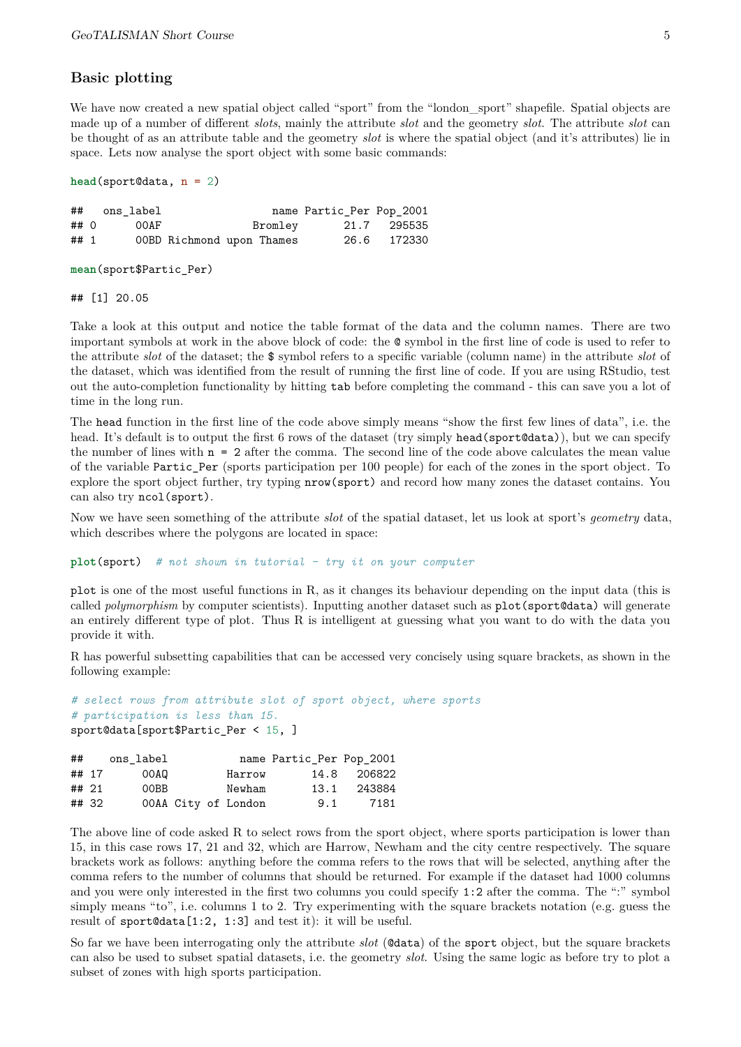## Basic plotting

We have now created a new spatial object called "sport" from the "london_sport" shapefile. Spatial objects are made up of a number of different *slots*, mainly the attribute *slot* and the geometry *slot*. The attribute *slot* can be thought of as an attribute table and the geometry *slot* is where the spatial object (and it's attributes) lie in space. Lets now analyse the sport object with some basic commands:

```
head(sport@data, n = 2)
```

```
##   ons_label                 name Partic_Per Pop_2001
## 0      00AF              Bromley       21.7   295535
## 1      00BD Richmond upon Thames       26.6   172330
```

```
mean(sport$Partic_Per)
```

```
## [1] 20.05
```

Take a look at this output and notice the table format of the data and the column names. There are two important symbols at work in the above block of code: the `@` symbol in the first line of code is used to refer to the attribute *slot* of the dataset; the `$` symbol refers to a specific variable (column name) in the attribute *slot* of the dataset, which was identified from the result of running the first line of code. If you are using RStudio, test out the auto-completion functionality by hitting `tab` before completing the command - this can save you a lot of time in the long run.

The `head` function in the first line of the code above simply means "show the first few lines of data", i.e. the head. It's default is to output the first 6 rows of the dataset (try simply `head(sport@data)`), but we can specify the number of lines with `n = 2` after the comma. The second line of the code above calculates the mean value of the variable `Partic_Per` (sports participation per 100 people) for each of the zones in the sport object. To explore the sport object further, try typing `nrow(sport)` and record how many zones the dataset contains. You can also try `ncol(sport)`.

Now we have seen something of the attribute *slot* of the spatial dataset, let us look at sport's *geometry* data, which describes where the polygons are located in space:

```
plot(sport)  # not shown in tutorial - try it on your computer
```

`plot` is one of the most useful functions in R, as it changes its behaviour depending on the input data (this is called *polymorphism* by computer scientists). Inputting another dataset such as `plot(sport@data)` will generate an entirely different type of plot. Thus R is intelligent at guessing what you want to do with the data you provide it with.

R has powerful subsetting capabilities that can be accessed very concisely using square brackets, as shown in the following example:

```
# select rows from attribute slot of sport object, where sports
# participation is less than 15.
sport@data[sport$Partic_Per < 15, ]
```

```
##    ons_label           name Partic_Per Pop_2001
## 17      00AQ         Harrow       14.8   206822
## 21      00BB         Newham       13.1   243884
## 32      00AA City of London        9.1     7181
```

The above line of code asked R to select rows from the sport object, where sports participation is lower than 15, in this case rows 17, 21 and 32, which are Harrow, Newham and the city centre respectively. The square brackets work as follows: anything before the comma refers to the rows that will be selected, anything after the comma refers to the number of columns that should be returned. For example if the dataset had 1000 columns and you were only interested in the first two columns you could specify `1:2` after the comma. The ":" symbol simply means "to", i.e. columns 1 to 2. Try experimenting with the square brackets notation (e.g. guess the result of `sport@data[1:2, 1:3]` and test it): it will be useful.

So far we have been interrogating only the attribute *slot* (`@data`) of the `sport` object, but the square brackets can also be used to subset spatial datasets, i.e. the geometry *slot*. Using the same logic as before try to plot a subset of zones with high sports participation.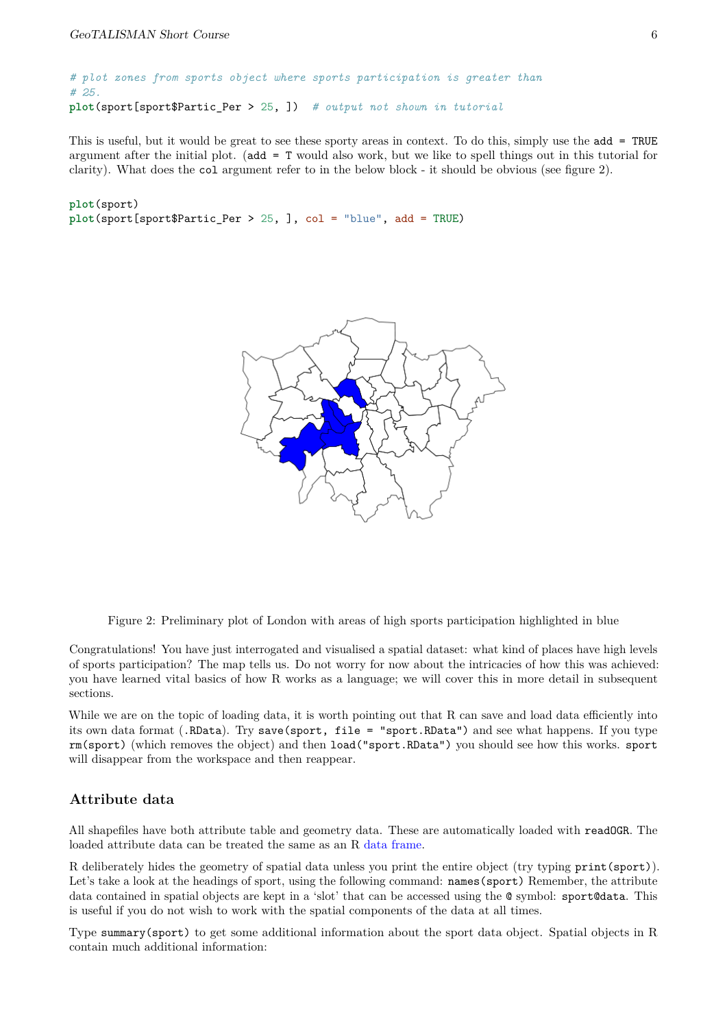```
# plot zones from sports object where sports participation is greater than
# 25.
plot(sport[sport$Partic_Per > 25, ])  # output not shown in tutorial
```

This is useful, but it would be great to see these sporty areas in context. To do this, simply use the `add = TRUE` argument after the initial plot. (`add = T` would also work, but we like to spell things out in this tutorial for clarity). What does the `col` argument refer to in the below block - it should be obvious (see figure 2).

```
plot(sport)
plot(sport[sport$Partic_Per > 25, ], col = "blue", add = TRUE)
```

Figure 2: Preliminary plot of London with areas of high sports participation highlighted in blue

Congratulations! You have just interrogated and visualised a spatial dataset: what kind of places have high levels of sports participation? The map tells us. Do not worry for now about the intricacies of how this was achieved: you have learned vital basics of how R works as a language; we will cover this in more detail in subsequent sections.

While we are on the topic of loading data, it is worth pointing out that R can save and load data efficiently into its own data format (`.RData`). Try `save(sport, file = "sport.RData")` and see what happens. If you type `rm(sport)` (which removes the object) and then `load("sport.RData")` you should see how this works. `sport` will disappear from the workspace and then reappear.

## Attribute data

All shapefiles have both attribute table and geometry data. These are automatically loaded with `readOGR`. The loaded attribute data can be treated the same as an R data frame.

R deliberately hides the geometry of spatial data unless you print the entire object (try typing `print(sport)`). Let's take a look at the headings of sport, using the following command: `names(sport)` Remember, the attribute data contained in spatial objects are kept in a 'slot' that can be accessed using the `@` symbol: `sport@data`. This is useful if you do not wish to work with the spatial components of the data at all times.

Type `summary(sport)` to get some additional information about the sport data object. Spatial objects in R contain much additional information: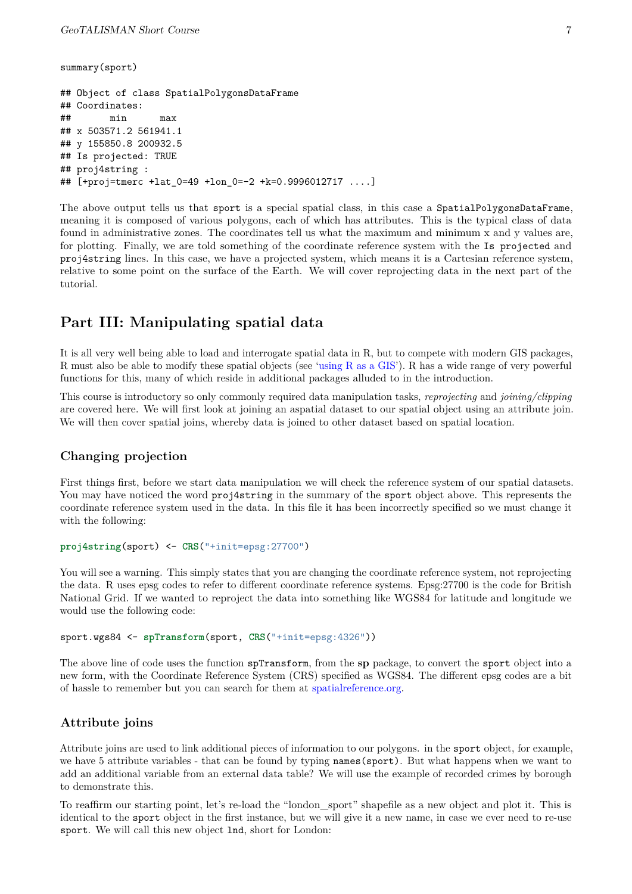```
summary(sport)

## Object of class SpatialPolygonsDataFrame
## Coordinates:
##        min      max
## x 503571.2 561941.1
## y 155850.8 200932.5
## Is projected: TRUE
## proj4string :
## [+proj=tmerc +lat_0=49 +lon_0=-2 +k=0.9996012717 ....]
```

The above output tells us that `sport` is a special spatial class, in this case a `SpatialPolygonsDataFrame`, meaning it is composed of various polygons, each of which has attributes. This is the typical class of data found in administrative zones. The coordinates tell us what the maximum and minimum x and y values are, for plotting. Finally, we are told something of the coordinate reference system with the `Is projected` and `proj4string` lines. In this case, we have a projected system, which means it is a Cartesian reference system, relative to some point on the surface of the Earth. We will cover reprojecting data in the next part of the tutorial.

## Part III: Manipulating spatial data

It is all very well being able to load and interrogate spatial data in R, but to compete with modern GIS packages, R must also be able to modify these spatial objects (see 'using R as a GIS'). R has a wide range of very powerful functions for this, many of which reside in additional packages alluded to in the introduction.

This course is introductory so only commonly required data manipulation tasks, *reprojecting* and *joining/clipping* are covered here. We will first look at joining an aspatial dataset to our spatial object using an attribute join. We will then cover spatial joins, whereby data is joined to other dataset based on spatial location.

### Changing projection

First things first, before we start data manipulation we will check the reference system of our spatial datasets. You may have noticed the word `proj4string` in the summary of the `sport` object above. This represents the coordinate reference system used in the data. In this file it has been incorrectly specified so we must change it with the following:

```
proj4string(sport) <- CRS("+init=epsg:27700")
```

You will see a warning. This simply states that you are changing the coordinate reference system, not reprojecting the data. R uses epsg codes to refer to different coordinate reference systems. Epsg:27700 is the code for British National Grid. If we wanted to reproject the data into something like WGS84 for latitude and longitude we would use the following code:

```
sport.wgs84 <- spTransform(sport, CRS("+init=epsg:4326"))
```

The above line of code uses the function `spTransform`, from the **sp** package, to convert the `sport` object into a new form, with the Coordinate Reference System (CRS) specified as WGS84. The different epsg codes are a bit of hassle to remember but you can search for them at spatialreference.org.

### Attribute joins

Attribute joins are used to link additional pieces of information to our polygons. in the `sport` object, for example, we have 5 attribute variables - that can be found by typing `names(sport)`. But what happens when we want to add an additional variable from an external data table? We will use the example of recorded crimes by borough to demonstrate this.

To reaffirm our starting point, let's re-load the "london_sport" shapefile as a new object and plot it. This is identical to the `sport` object in the first instance, but we will give it a new name, in case we ever need to re-use `sport`. We will call this new object `lnd`, short for London: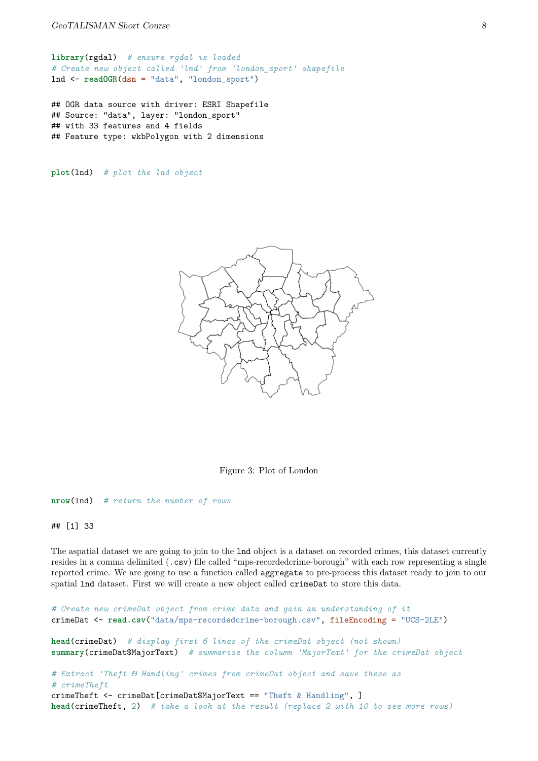```r
library(rgdal)  # ensure rgdal is loaded
# Create new object called 'lnd' from 'london_sport' shapefile
lnd <- readOGR(dsn = "data", "london_sport")
```

```
## OGR data source with driver: ESRI Shapefile
## Source: "data", layer: "london_sport"
## with 33 features and 4 fields
## Feature type: wkbPolygon with 2 dimensions
```

```r
plot(lnd)  # plot the lnd object
```

Figure 3: Plot of London

```r
nrow(lnd)  # return the number of rows
```

```
## [1] 33
```

The aspatial dataset we are going to join to the `lnd` object is a dataset on recorded crimes, this dataset currently resides in a comma delimited (`.csv`) file called "mps-recordedcrime-borough" with each row representing a single reported crime. We are going to use a function called `aggregate` to pre-process this dataset ready to join to our spatial `lnd` dataset. First we will create a new object called `crimeDat` to store this data.

```r
# Create new crimeDat object from crime data and gain an understanding of it
crimeDat <- read.csv("data/mps-recordedcrime-borough.csv", fileEncoding = "UCS-2LE")

head(crimeDat)  # display first 6 lines of the crimeDat object (not shown)
summary(crimeDat$MajorText)  # summarise the column 'MajorText' for the crimeDat object

# Extract 'Theft & Handling' crimes from crimeDat object and save these as
# crimeTheft
crimeTheft <- crimeDat[crimeDat$MajorText == "Theft & Handling", ]
head(crimeTheft, 2)  # take a look at the result (replace 2 with 10 to see more rows)
```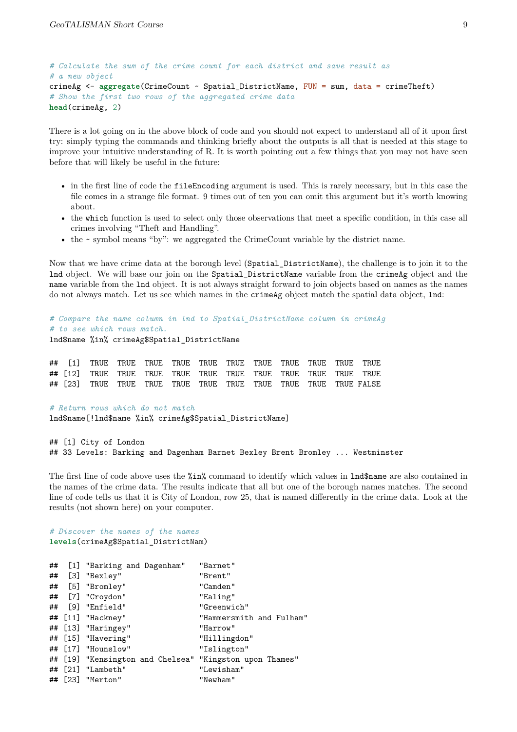```r
# Calculate the sum of the crime count for each district and save result as
# a new object
crimeAg <- aggregate(CrimeCount ~ Spatial_DistrictName, FUN = sum, data = crimeTheft)
# Show the first two rows of the aggregated crime data
head(crimeAg, 2)
```

There is a lot going on in the above block of code and you should not expect to understand all of it upon first try: simply typing the commands and thinking briefly about the outputs is all that is needed at this stage to improve your intuitive understanding of R. It is worth pointing out a few things that you may not have seen before that will likely be useful in the future:

- in the first line of code the `fileEncoding` argument is used. This is rarely necessary, but in this case the file comes in a strange file format. 9 times out of ten you can omit this argument but it's worth knowing about.
- the `which` function is used to select only those observations that meet a specific condition, in this case all crimes involving "Theft and Handling".
- the ~ symbol means "by": we aggregated the CrimeCount variable by the district name.

Now that we have crime data at the borough level (`Spatial_DistrictName`), the challenge is to join it to the `lnd` object. We will base our join on the `Spatial_DistrictName` variable from the `crimeAg` object and the `name` variable from the `lnd` object. It is not always straight forward to join objects based on names as the names do not always match. Let us see which names in the `crimeAg` object match the spatial data object, `lnd`:

```r
# Compare the name column in lnd to Spatial_DistrictName column in crimeAg
# to see which rows match.
lnd$name %in% crimeAg$Spatial_DistrictName

##  [1]  TRUE  TRUE  TRUE  TRUE  TRUE  TRUE  TRUE  TRUE  TRUE  TRUE  TRUE
## [12]  TRUE  TRUE  TRUE  TRUE  TRUE  TRUE  TRUE  TRUE  TRUE  TRUE  TRUE
## [23]  TRUE  TRUE  TRUE  TRUE  TRUE  TRUE  TRUE  TRUE  TRUE  TRUE FALSE

# Return rows which do not match
lnd$name[!lnd$name %in% crimeAg$Spatial_DistrictName]

## [1] City of London
## 33 Levels: Barking and Dagenham Barnet Bexley Brent Bromley ... Westminster
```

The first line of code above uses the `%in%` command to identify which values in `lnd$name` are also contained in the names of the crime data. The results indicate that all but one of the borough names matches. The second line of code tells us that it is City of London, row 25, that is named differently in the crime data. Look at the results (not shown here) on your computer.

```r
# Discover the names of the names
levels(crimeAg$Spatial_DistrictNam)

##  [1] "Barking and Dagenham"   "Barnet"
##  [3] "Bexley"                 "Brent"
##  [5] "Bromley"                "Camden"
##  [7] "Croydon"                "Ealing"
##  [9] "Enfield"                "Greenwich"
## [11] "Hackney"                "Hammersmith and Fulham"
## [13] "Haringey"               "Harrow"
## [15] "Havering"               "Hillingdon"
## [17] "Hounslow"               "Islington"
## [19] "Kensington and Chelsea" "Kingston upon Thames"
## [21] "Lambeth"                "Lewisham"
## [23] "Merton"                 "Newham"
```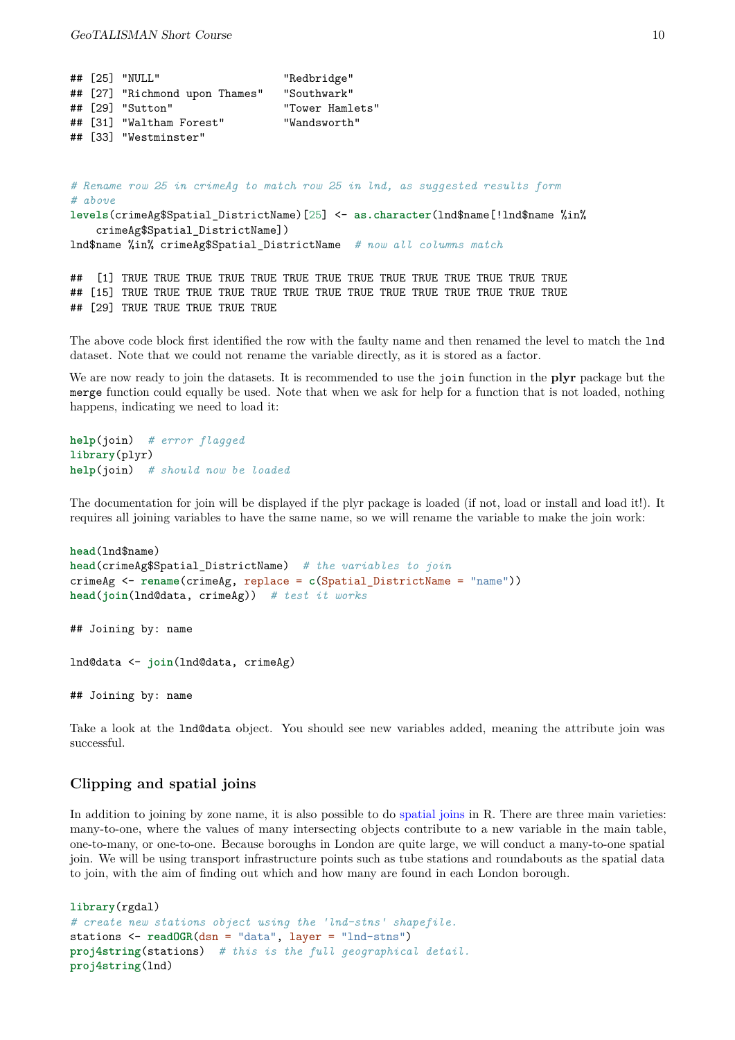```
## [25] "NULL"                   "Redbridge"
## [27] "Richmond upon Thames"   "Southwark"
## [29] "Sutton"                 "Tower Hamlets"
## [31] "Waltham Forest"         "Wandsworth"
## [33] "Westminster"
```

```
# Rename row 25 in crimeAg to match row 25 in lnd, as suggested results form
# above
levels(crimeAg$Spatial_DistrictName)[25] <- as.character(lnd$name[!lnd$name %in%
    crimeAg$Spatial_DistrictName])
lnd$name %in% crimeAg$Spatial_DistrictName  # now all columns match
```

```
##  [1] TRUE TRUE TRUE TRUE TRUE TRUE TRUE TRUE TRUE TRUE TRUE TRUE TRUE TRUE
## [15] TRUE TRUE TRUE TRUE TRUE TRUE TRUE TRUE TRUE TRUE TRUE TRUE TRUE TRUE
## [29] TRUE TRUE TRUE TRUE TRUE
```

The above code block first identified the row with the faulty name and then renamed the level to match the `lnd` dataset. Note that we could not rename the variable directly, as it is stored as a factor.

We are now ready to join the datasets. It is recommended to use the `join` function in the **plyr** package but the `merge` function could equally be used. Note that when we ask for help for a function that is not loaded, nothing happens, indicating we need to load it:

```
help(join)  # error flagged
library(plyr)
help(join)  # should now be loaded
```

The documentation for join will be displayed if the plyr package is loaded (if not, load or install and load it!). It requires all joining variables to have the same name, so we will rename the variable to make the join work:

```
head(lnd$name)
head(crimeAg$Spatial_DistrictName)  # the variables to join
crimeAg <- rename(crimeAg, replace = c(Spatial_DistrictName = "name"))
head(join(lnd@data, crimeAg))  # test it works
```

```
## Joining by: name
```

```
lnd@data <- join(lnd@data, crimeAg)
```

```
## Joining by: name
```

Take a look at the `lnd@data` object. You should see new variables added, meaning the attribute join was successful.

## Clipping and spatial joins

In addition to joining by zone name, it is also possible to do spatial joins in R. There are three main varieties: many-to-one, where the values of many intersecting objects contribute to a new variable in the main table, one-to-many, or one-to-one. Because boroughs in London are quite large, we will conduct a many-to-one spatial join. We will be using transport infrastructure points such as tube stations and roundabouts as the spatial data to join, with the aim of finding out which and how many are found in each London borough.

```
library(rgdal)
# create new stations object using the 'lnd-stns' shapefile.
stations <- readOGR(dsn = "data", layer = "lnd-stns")
proj4string(stations)  # this is the full geographical detail.
proj4string(lnd)
```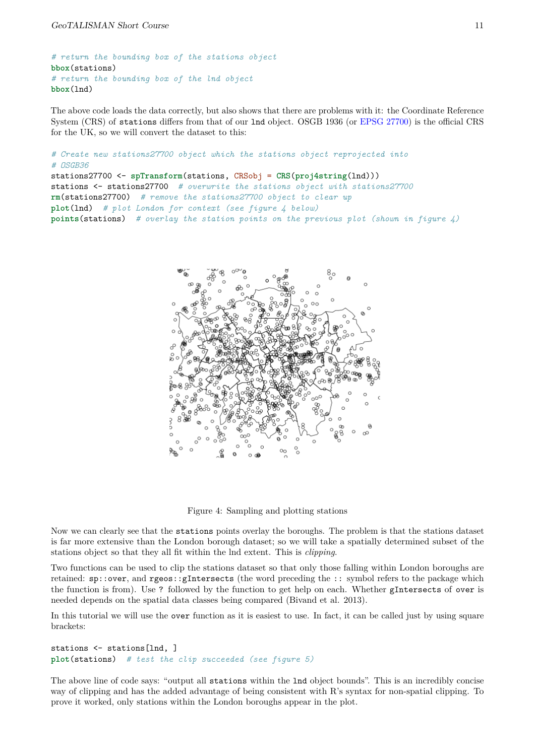```
# return the bounding box of the stations object
bbox(stations)
# return the bounding box of the lnd object
bbox(lnd)
```

The above code loads the data correctly, but also shows that there are problems with it: the Coordinate Reference System (CRS) of stations differs from that of our lnd object. OSGB 1936 (or EPSG 27700) is the official CRS for the UK, so we will convert the dataset to this:

```
# Create new stations27700 object which the stations object reprojected into
# OSGB36
stations27700 <- spTransform(stations, CRSobj = CRS(proj4string(lnd)))
stations <- stations27700  # overwrite the stations object with stations27700
rm(stations27700)  # remove the stations27700 object to clear up
plot(lnd)  # plot London for context (see figure 4 below)
points(stations)  # overlay the station points on the previous plot (shown in figure 4)
```

Figure 4: Sampling and plotting stations

Now we can clearly see that the stations points overlay the boroughs. The problem is that the stations dataset is far more extensive than the London borough dataset; so we will take a spatially determined subset of the stations object so that they all fit within the lnd extent. This is *clipping*.

Two functions can be used to clip the stations dataset so that only those falling within London boroughs are retained: sp::over, and rgeos::gIntersects (the word preceding the :: symbol refers to the package which the function is from). Use ? followed by the function to get help on each. Whether gIntersects of over is needed depends on the spatial data classes being compared (Bivand et al. 2013).

In this tutorial we will use the over function as it is easiest to use. In fact, it can be called just by using square brackets:

```
stations <- stations[lnd, ]
plot(stations)  # test the clip succeeded (see figure 5)
```

The above line of code says: "output all stations within the lnd object bounds". This is an incredibly concise way of clipping and has the added advantage of being consistent with R's syntax for non-spatial clipping. To prove it worked, only stations within the London boroughs appear in the plot.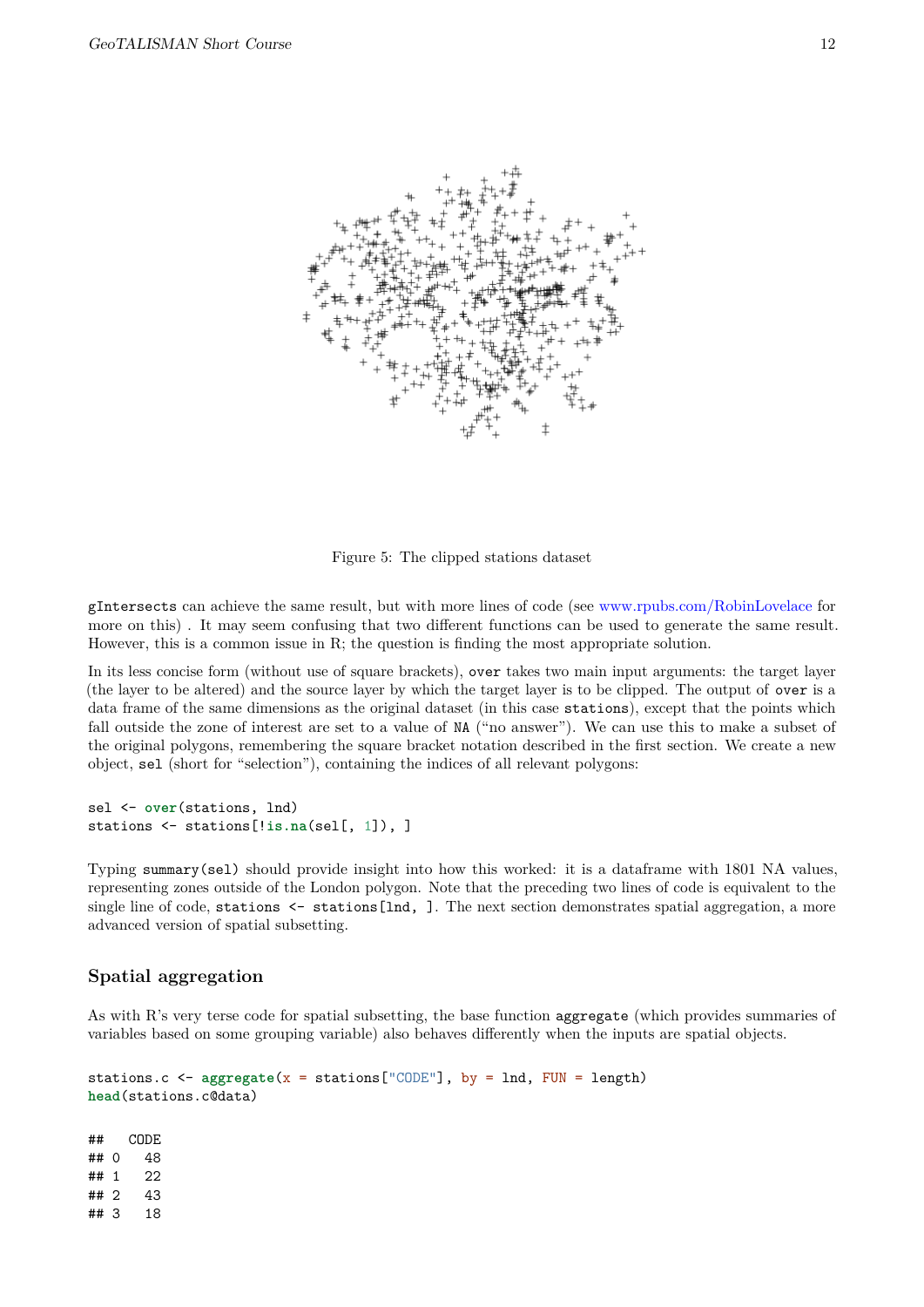Figure 5: The clipped stations dataset

`gIntersects` can achieve the same result, but with more lines of code (see www.rpubs.com/RobinLovelace for more on this) . It may seem confusing that two different functions can be used to generate the same result. However, this is a common issue in R; the question is finding the most appropriate solution.

In its less concise form (without use of square brackets), `over` takes two main input arguments: the target layer (the layer to be altered) and the source layer by which the target layer is to be clipped. The output of `over` is a data frame of the same dimensions as the original dataset (in this case `stations`), except that the points which fall outside the zone of interest are set to a value of `NA` ("no answer"). We can use this to make a subset of the original polygons, remembering the square bracket notation described in the first section. We create a new object, `sel` (short for "selection"), containing the indices of all relevant polygons:

```
sel <- over(stations, lnd)
stations <- stations[!is.na(sel[, 1]), ]
```

Typing `summary(sel)` should provide insight into how this worked: it is a dataframe with 1801 NA values, representing zones outside of the London polygon. Note that the preceding two lines of code is equivalent to the single line of code, `stations <- stations[lnd, ]`. The next section demonstrates spatial aggregation, a more advanced version of spatial subsetting.

## Spatial aggregation

As with R's very terse code for spatial subsetting, the base function `aggregate` (which provides summaries of variables based on some grouping variable) also behaves differently when the inputs are spatial objects.

```
stations.c <- aggregate(x = stations["CODE"], by = lnd, FUN = length)
head(stations.c@data)
```

```
##   CODE
## 0   48
## 1   22
## 2   43
## 3   18
```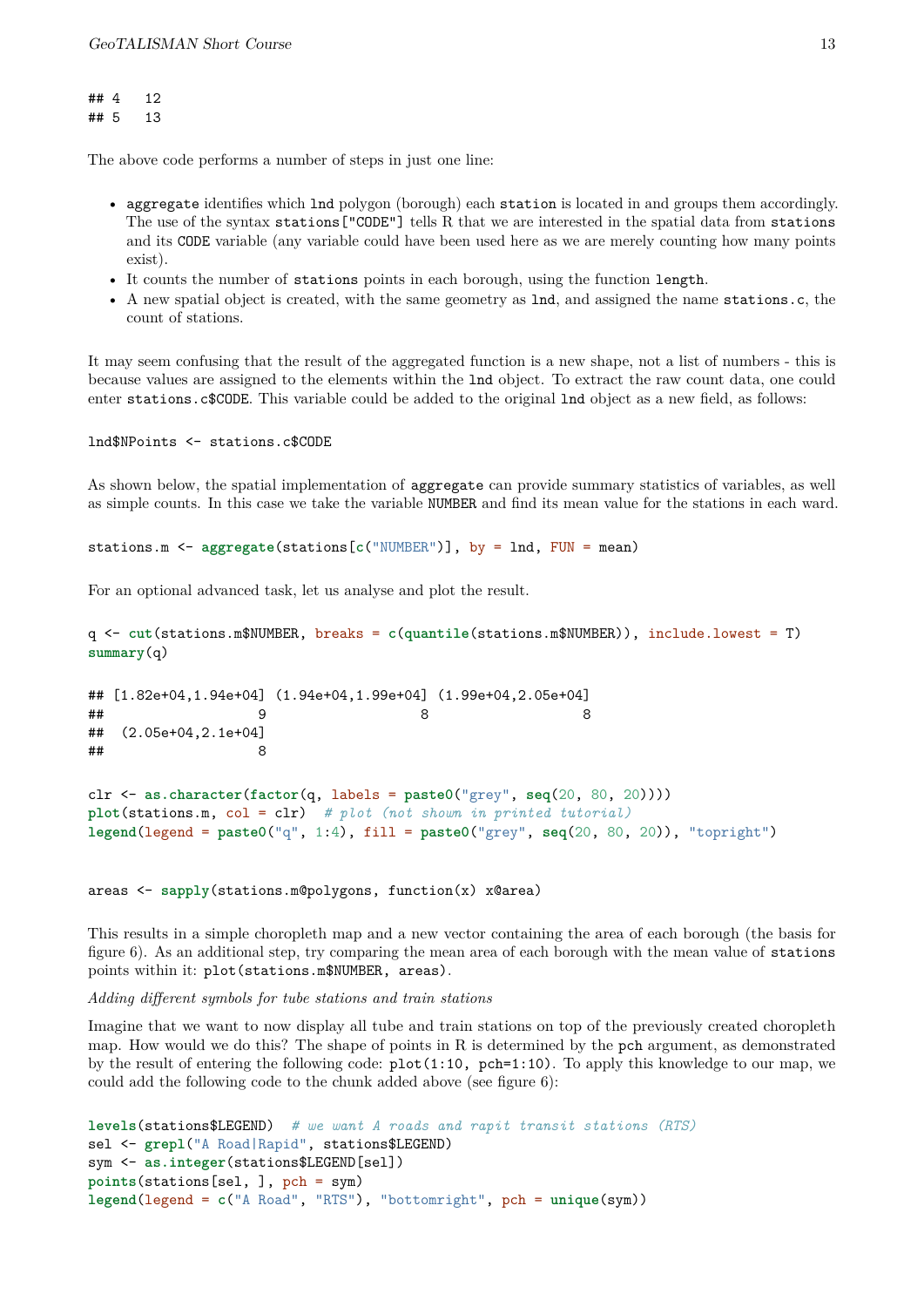```
## 4   12
## 5   13
```

The above code performs a number of steps in just one line:

- aggregate identifies which lnd polygon (borough) each station is located in and groups them accordingly. The use of the syntax stations["CODE"] tells R that we are interested in the spatial data from stations and its CODE variable (any variable could have been used here as we are merely counting how many points exist).
- It counts the number of stations points in each borough, using the function length.
- A new spatial object is created, with the same geometry as lnd, and assigned the name stations.c, the count of stations.

It may seem confusing that the result of the aggregated function is a new shape, not a list of numbers - this is because values are assigned to the elements within the lnd object. To extract the raw count data, one could enter stations.c$CODE. This variable could be added to the original lnd object as a new field, as follows:

```
lnd$NPoints <- stations.c$CODE
```

As shown below, the spatial implementation of aggregate can provide summary statistics of variables, as well as simple counts. In this case we take the variable NUMBER and find its mean value for the stations in each ward.

```
stations.m <- aggregate(stations[c("NUMBER")], by = lnd, FUN = mean)
```

For an optional advanced task, let us analyse and plot the result.

```
q <- cut(stations.m$NUMBER, breaks = c(quantile(stations.m$NUMBER)), include.lowest = T)
summary(q)
```

```
## [1.82e+04,1.94e+04] (1.94e+04,1.99e+04] (1.99e+04,2.05e+04]
##                   9                   8                   8
##  (2.05e+04,2.1e+04]
##                   8
```

```
clr <- as.character(factor(q, labels = paste0("grey", seq(20, 80, 20))))
plot(stations.m, col = clr)  # plot (not shown in printed tutorial)
legend(legend = paste0("q", 1:4), fill = paste0("grey", seq(20, 80, 20)), "topright")


areas <- sapply(stations.m@polygons, function(x) x@area)
```

This results in a simple choropleth map and a new vector containing the area of each borough (the basis for figure 6). As an additional step, try comparing the mean area of each borough with the mean value of stations points within it: plot(stations.m$NUMBER, areas).

*Adding different symbols for tube stations and train stations*

Imagine that we want to now display all tube and train stations on top of the previously created choropleth map. How would we do this? The shape of points in R is determined by the pch argument, as demonstrated by the result of entering the following code: plot(1:10, pch=1:10). To apply this knowledge to our map, we could add the following code to the chunk added above (see figure 6):

```
levels(stations$LEGEND)  # we want A roads and rapit transit stations (RTS)
sel <- grepl("A Road|Rapid", stations$LEGEND)
sym <- as.integer(stations$LEGEND[sel])
points(stations[sel, ], pch = sym)
legend(legend = c("A Road", "RTS"), "bottomright", pch = unique(sym))
```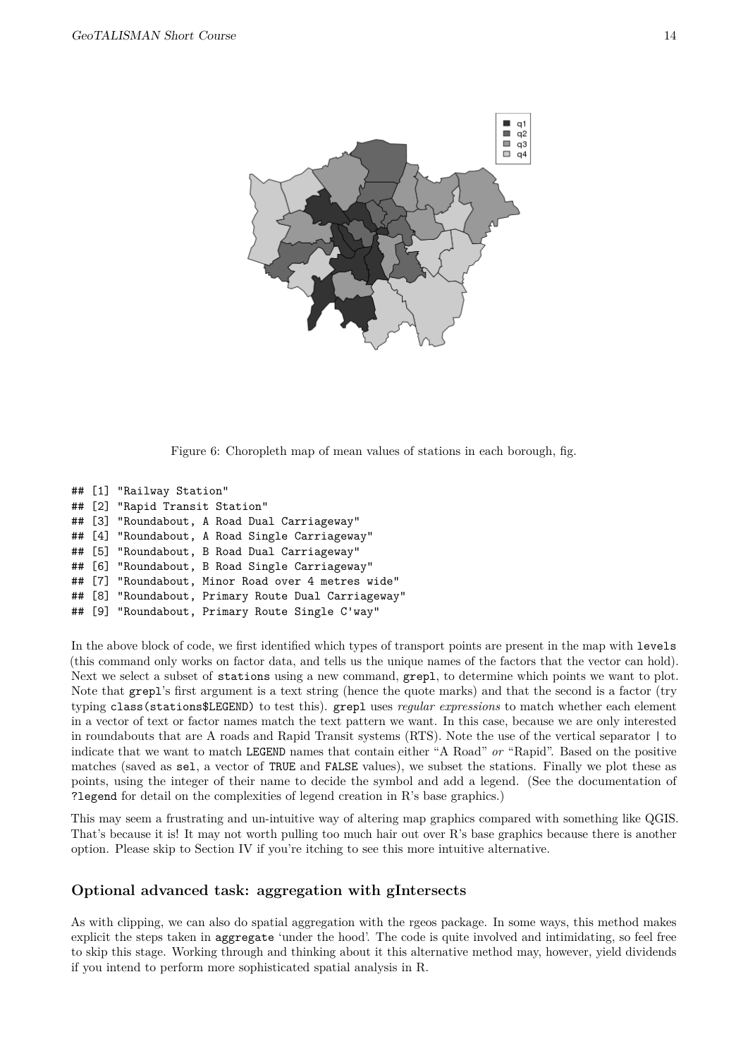Figure 6: Choropleth map of mean values of stations in each borough, fig.

```
## [1] "Railway Station"
## [2] "Rapid Transit Station"
## [3] "Roundabout, A Road Dual Carriageway"
## [4] "Roundabout, A Road Single Carriageway"
## [5] "Roundabout, B Road Dual Carriageway"
## [6] "Roundabout, B Road Single Carriageway"
## [7] "Roundabout, Minor Road over 4 metres wide"
## [8] "Roundabout, Primary Route Dual Carriageway"
## [9] "Roundabout, Primary Route Single C'way"
```

In the above block of code, we first identified which types of transport points are present in the map with `levels` (this command only works on factor data, and tells us the unique names of the factors that the vector can hold). Next we select a subset of `stations` using a new command, `grepl`, to determine which points we want to plot. Note that `grepl`'s first argument is a text string (hence the quote marks) and that the second is a factor (try typing `class(stations$LEGEND)` to test this). `grepl` uses *regular expressions* to match whether each element in a vector of text or factor names match the text pattern we want. In this case, because we are only interested in roundabouts that are A roads and Rapid Transit systems (RTS). Note the use of the vertical separator `|` to indicate that we want to match `LEGEND` names that contain either "A Road" *or* "Rapid". Based on the positive matches (saved as `sel`, a vector of `TRUE` and `FALSE` values), we subset the stations. Finally we plot these as points, using the integer of their name to decide the symbol and add a legend. (See the documentation of `?legend` for detail on the complexities of legend creation in R's base graphics.)

This may seem a frustrating and un-intuitive way of altering map graphics compared with something like QGIS. That's because it is! It may not worth pulling too much hair out over R's base graphics because there is another option. Please skip to Section IV if you're itching to see this more intuitive alternative.

### Optional advanced task: aggregation with gIntersects

As with clipping, we can also do spatial aggregation with the rgeos package. In some ways, this method makes explicit the steps taken in `aggregate` 'under the hood'. The code is quite involved and intimidating, so feel free to skip this stage. Working through and thinking about it this alternative method may, however, yield dividends if you intend to perform more sophisticated spatial analysis in R.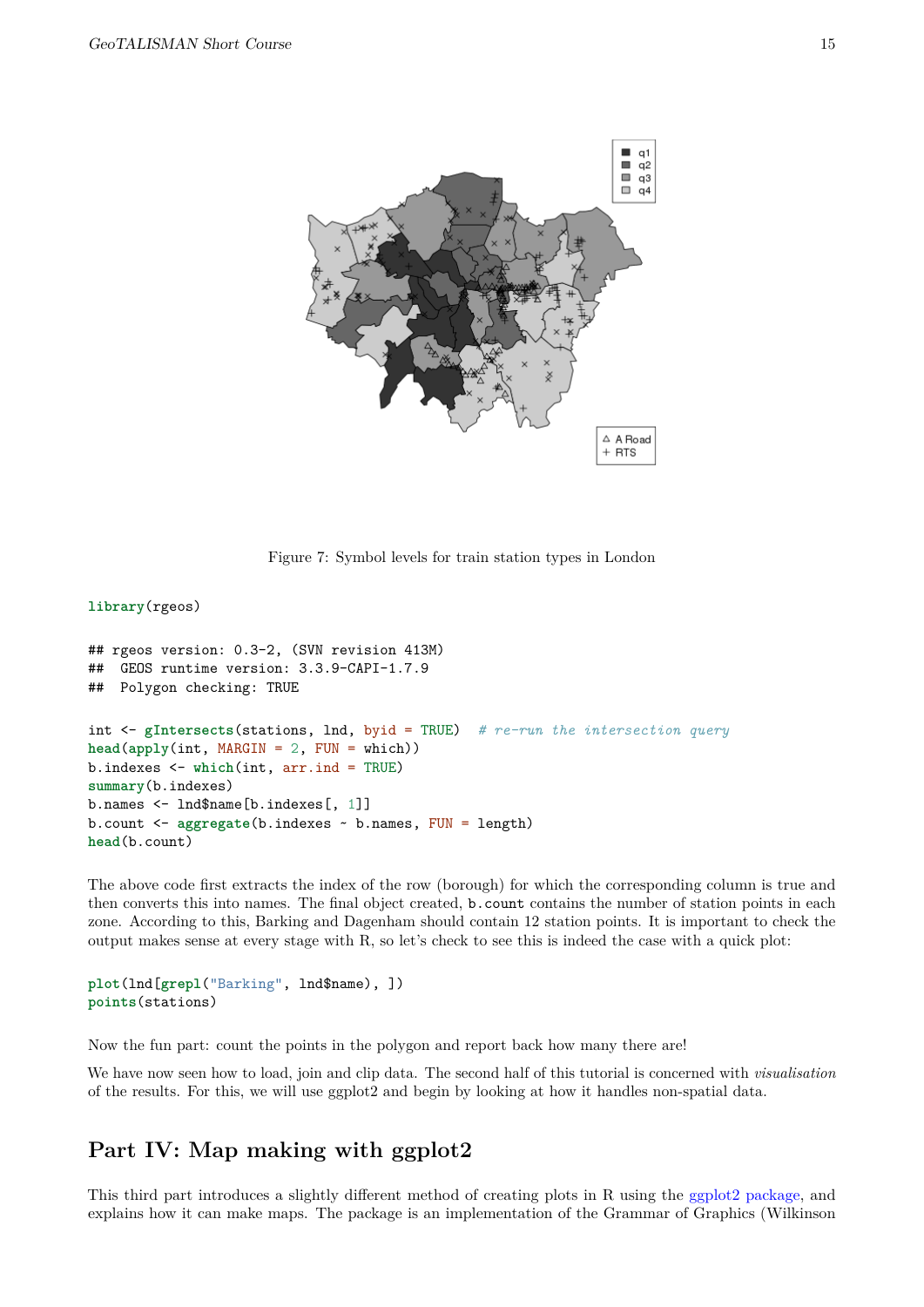Figure 7: Symbol levels for train station types in London

```
library(rgeos)

## rgeos version: 0.3-2, (SVN revision 413M)
##  GEOS runtime version: 3.3.9-CAPI-1.7.9
##  Polygon checking: TRUE

int <- gIntersects(stations, lnd, byid = TRUE)  # re-run the intersection query
head(apply(int, MARGIN = 2, FUN = which))
b.indexes <- which(int, arr.ind = TRUE)
summary(b.indexes)
b.names <- lnd$name[b.indexes[, 1]]
b.count <- aggregate(b.indexes ~ b.names, FUN = length)
head(b.count)
```

The above code first extracts the index of the row (borough) for which the corresponding column is true and then converts this into names. The final object created, `b.count` contains the number of station points in each zone. According to this, Barking and Dagenham should contain 12 station points. It is important to check the output makes sense at every stage with R, so let's check to see this is indeed the case with a quick plot:

```
plot(lnd[grepl("Barking", lnd$name), ])
points(stations)
```

Now the fun part: count the points in the polygon and report back how many there are!

We have now seen how to load, join and clip data. The second half of this tutorial is concerned with *visualisation* of the results. For this, we will use ggplot2 and begin by looking at how it handles non-spatial data.

## Part IV: Map making with ggplot2

This third part introduces a slightly different method of creating plots in R using the ggplot2 package, and explains how it can make maps. The package is an implementation of the Grammar of Graphics (Wilkinson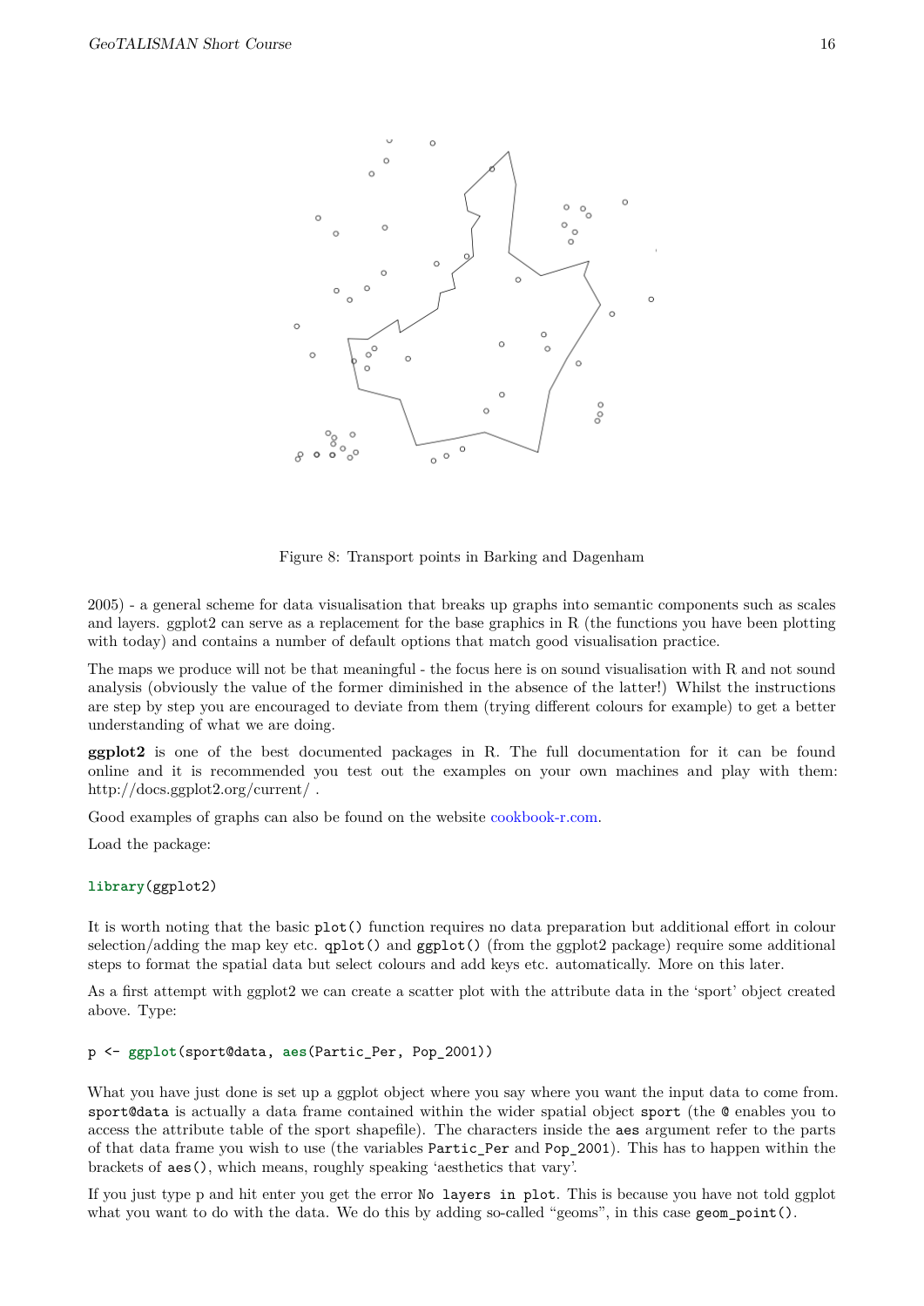Figure 8: Transport points in Barking and Dagenham

2005) - a general scheme for data visualisation that breaks up graphs into semantic components such as scales and layers. ggplot2 can serve as a replacement for the base graphics in R (the functions you have been plotting with today) and contains a number of default options that match good visualisation practice.

The maps we produce will not be that meaningful - the focus here is on sound visualisation with R and not sound analysis (obviously the value of the former diminished in the absence of the latter!) Whilst the instructions are step by step you are encouraged to deviate from them (trying different colours for example) to get a better understanding of what we are doing.

**ggplot2** is one of the best documented packages in R. The full documentation for it can be found online and it is recommended you test out the examples on your own machines and play with them: http://docs.ggplot2.org/current/ .

Good examples of graphs can also be found on the website cookbook-r.com.

Load the package:

```
library(ggplot2)
```

It is worth noting that the basic `plot()` function requires no data preparation but additional effort in colour selection/adding the map key etc. `qplot()` and `ggplot()` (from the ggplot2 package) require some additional steps to format the spatial data but select colours and add keys etc. automatically. More on this later.

As a first attempt with ggplot2 we can create a scatter plot with the attribute data in the 'sport' object created above. Type:

```
p <- ggplot(sport@data, aes(Partic_Per, Pop_2001))
```

What you have just done is set up a ggplot object where you say where you want the input data to come from. `sport@data` is actually a data frame contained within the wider spatial object `sport` (the `@` enables you to access the attribute table of the sport shapefile). The characters inside the `aes` argument refer to the parts of that data frame you wish to use (the variables `Partic_Per` and `Pop_2001`). This has to happen within the brackets of `aes()`, which means, roughly speaking 'aesthetics that vary'.

If you just type p and hit enter you get the error `No layers in plot`. This is because you have not told ggplot what you want to do with the data. We do this by adding so-called "geoms", in this case `geom_point()`.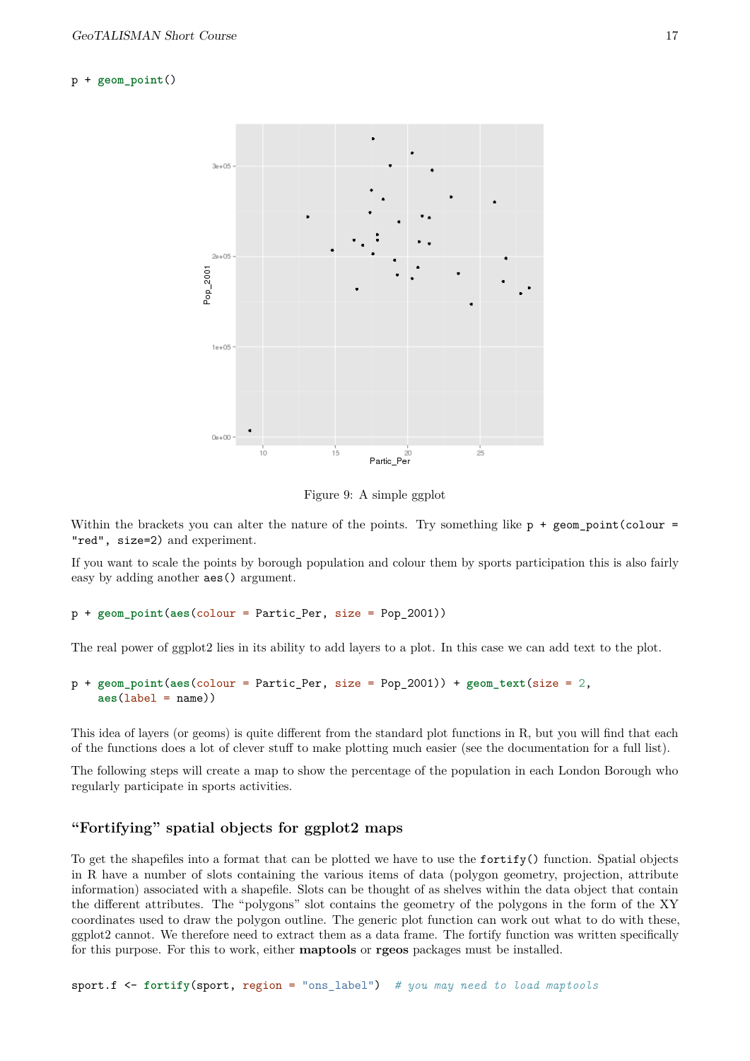```
p + geom_point()
```

Figure 9: A simple ggplot

Within the brackets you can alter the nature of the points. Try something like `p + geom_point(colour = "red", size=2)` and experiment.

If you want to scale the points by borough population and colour them by sports participation this is also fairly easy by adding another `aes()` argument.

```
p + geom_point(aes(colour = Partic_Per, size = Pop_2001))
```

The real power of ggplot2 lies in its ability to add layers to a plot. In this case we can add text to the plot.

```
p + geom_point(aes(colour = Partic_Per, size = Pop_2001)) + geom_text(size = 2,
    aes(label = name))
```

This idea of layers (or geoms) is quite different from the standard plot functions in R, but you will find that each of the functions does a lot of clever stuff to make plotting much easier (see the documentation for a full list).

The following steps will create a map to show the percentage of the population in each London Borough who regularly participate in sports activities.

## "Fortifying" spatial objects for ggplot2 maps

To get the shapefiles into a format that can be plotted we have to use the `fortify()` function. Spatial objects in R have a number of slots containing the various items of data (polygon geometry, projection, attribute information) associated with a shapefile. Slots can be thought of as shelves within the data object that contain the different attributes. The "polygons" slot contains the geometry of the polygons in the form of the XY coordinates used to draw the polygon outline. The generic plot function can work out what to do with these, ggplot2 cannot. We therefore need to extract them as a data frame. The fortify function was written specifically for this purpose. For this to work, either **maptools** or **rgeos** packages must be installed.

```
sport.f <- fortify(sport, region = "ons_label")  # you may need to load maptools
```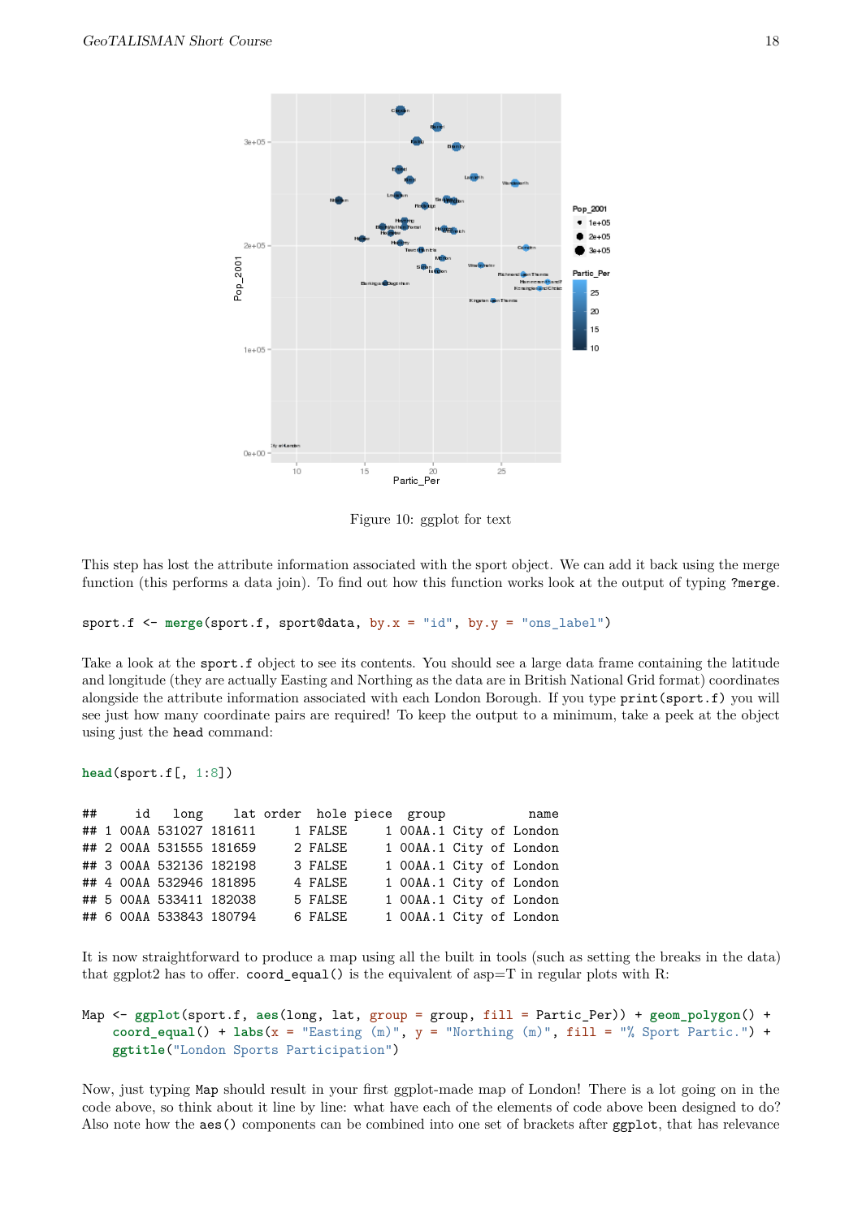Figure 10: ggplot for text

This step has lost the attribute information associated with the sport object. We can add it back using the merge function (this performs a data join). To find out how this function works look at the output of typing ?merge.

```
sport.f <- merge(sport.f, sport@data, by.x = "id", by.y = "ons_label")
```

Take a look at the sport.f object to see its contents. You should see a large data frame containing the latitude and longitude (they are actually Easting and Northing as the data are in British National Grid format) coordinates alongside the attribute information associated with each London Borough. If you type print(sport.f) you will see just how many coordinate pairs are required! To keep the output to a minimum, take a peek at the object using just the head command:

```
head(sport.f[, 1:8])
```

```
##     id   long    lat order  hole piece  group           name
## 1 00AA 531027 181611     1 FALSE     1 00AA.1 City of London
## 2 00AA 531555 181659     2 FALSE     1 00AA.1 City of London
## 3 00AA 532136 182198     3 FALSE     1 00AA.1 City of London
## 4 00AA 532946 181895     4 FALSE     1 00AA.1 City of London
## 5 00AA 533411 182038     5 FALSE     1 00AA.1 City of London
## 6 00AA 533843 180794     6 FALSE     1 00AA.1 City of London
```

It is now straightforward to produce a map using all the built in tools (such as setting the breaks in the data) that ggplot2 has to offer. coord_equal() is the equivalent of asp=T in regular plots with R:

```
Map <- ggplot(sport.f, aes(long, lat, group = group, fill = Partic_Per)) + geom_polygon() +
    coord_equal() + labs(x = "Easting (m)", y = "Northing (m)", fill = "% Sport Partic.") +
    ggtitle("London Sports Participation")
```

Now, just typing Map should result in your first ggplot-made map of London! There is a lot going on in the code above, so think about it line by line: what have each of the elements of code above been designed to do? Also note how the aes() components can be combined into one set of brackets after ggplot, that has relevance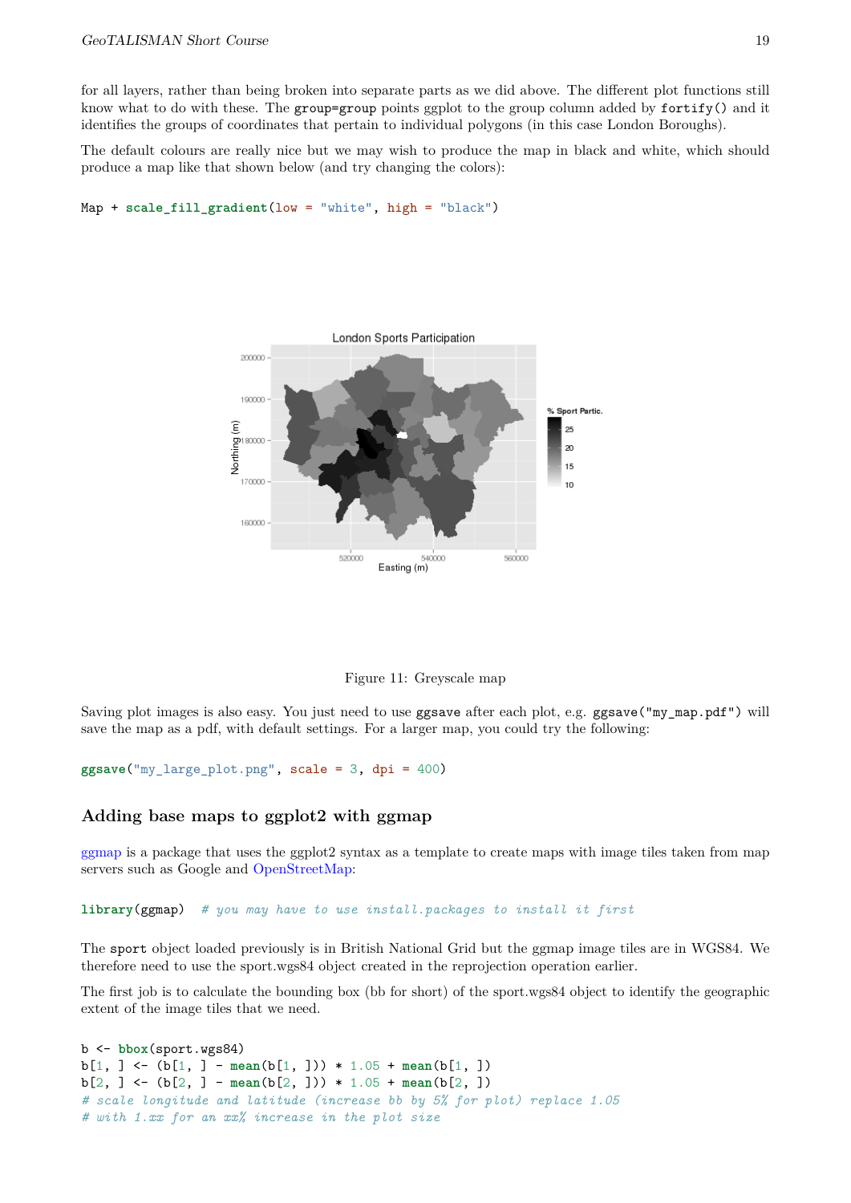for all layers, rather than being broken into separate parts as we did above. The different plot functions still know what to do with these. The `group=group` points ggplot to the group column added by `fortify()` and it identifies the groups of coordinates that pertain to individual polygons (in this case London Boroughs).

The default colours are really nice but we may wish to produce the map in black and white, which should produce a map like that shown below (and try changing the colors):

```
Map + scale_fill_gradient(low = "white", high = "black")
```

Figure 11: Greyscale map

Saving plot images is also easy. You just need to use `ggsave` after each plot, e.g. `ggsave("my_map.pdf")` will save the map as a pdf, with default settings. For a larger map, you could try the following:

```
ggsave("my_large_plot.png", scale = 3, dpi = 400)
```

## Adding base maps to ggplot2 with ggmap

ggmap is a package that uses the ggplot2 syntax as a template to create maps with image tiles taken from map servers such as Google and OpenStreetMap:

```
library(ggmap)  # you may have to use install.packages to install it first
```

The `sport` object loaded previously is in British National Grid but the ggmap image tiles are in WGS84. We therefore need to use the sport.wgs84 object created in the reprojection operation earlier.

The first job is to calculate the bounding box (bb for short) of the sport.wgs84 object to identify the geographic extent of the image tiles that we need.

```
b <- bbox(sport.wgs84)
b[1, ] <- (b[1, ] - mean(b[1, ])) * 1.05 + mean(b[1, ])
b[2, ] <- (b[2, ] - mean(b[2, ])) * 1.05 + mean(b[2, ])
# scale longitude and latitude (increase bb by 5% for plot) replace 1.05
# with 1.xx for an xx% increase in the plot size
```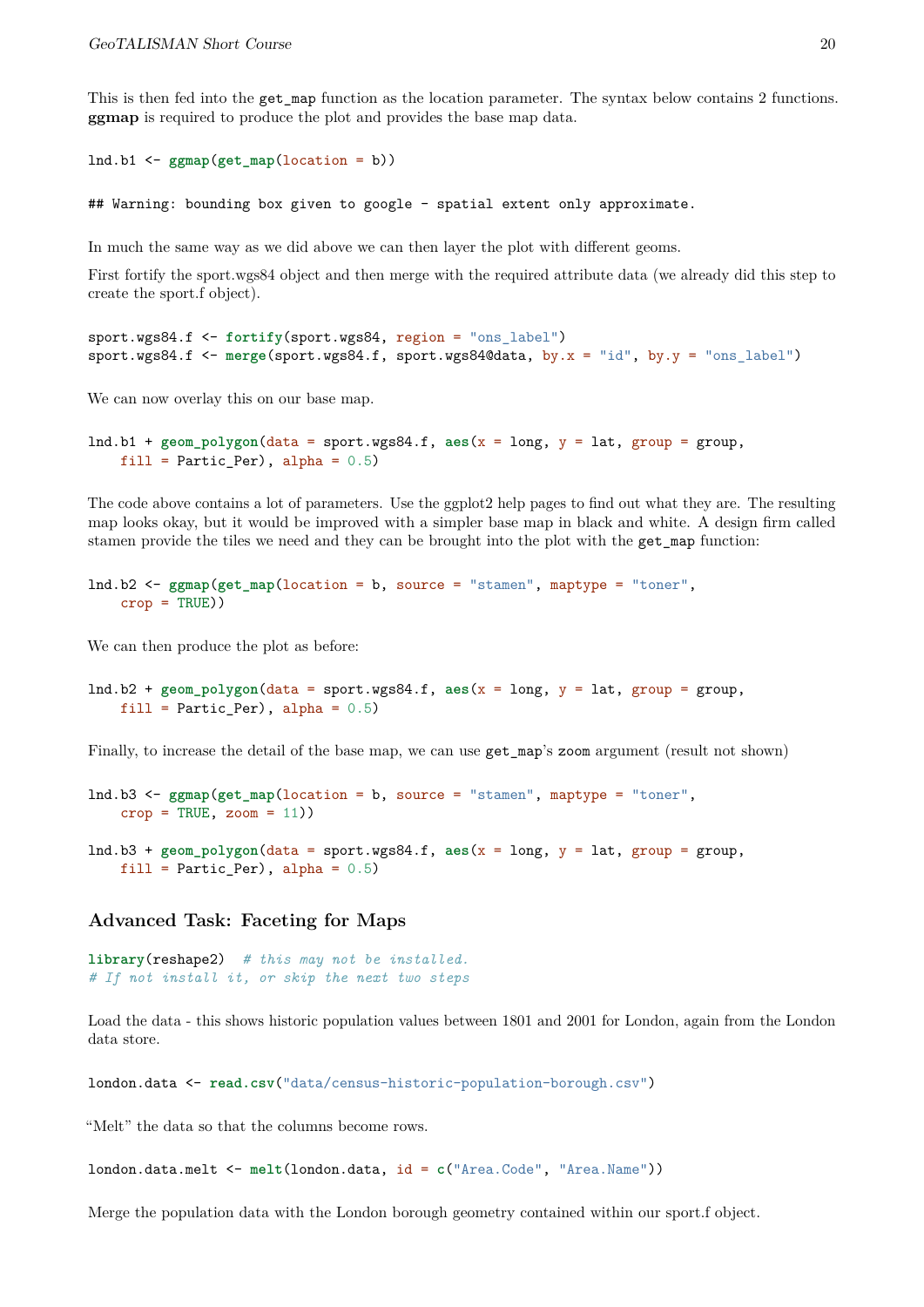This is then fed into the `get_map` function as the location parameter. The syntax below contains 2 functions. **ggmap** is required to produce the plot and provides the base map data.

```
lnd.b1 <- ggmap(get_map(location = b))
```

```
## Warning: bounding box given to google - spatial extent only approximate.
```

In much the same way as we did above we can then layer the plot with different geoms.

First fortify the sport.wgs84 object and then merge with the required attribute data (we already did this step to create the sport.f object).

```
sport.wgs84.f <- fortify(sport.wgs84, region = "ons_label")
sport.wgs84.f <- merge(sport.wgs84.f, sport.wgs84@data, by.x = "id", by.y = "ons_label")
```

We can now overlay this on our base map.

```
lnd.b1 + geom_polygon(data = sport.wgs84.f, aes(x = long, y = lat, group = group,
    fill = Partic_Per), alpha = 0.5)
```

The code above contains a lot of parameters. Use the ggplot2 help pages to find out what they are. The resulting map looks okay, but it would be improved with a simpler base map in black and white. A design firm called stamen provide the tiles we need and they can be brought into the plot with the `get_map` function:

```
lnd.b2 <- ggmap(get_map(location = b, source = "stamen", maptype = "toner",
    crop = TRUE))
```

We can then produce the plot as before:

```
lnd.b2 + geom_polygon(data = sport.wgs84.f, aes(x = long, y = lat, group = group,
    fill = Partic_Per), alpha = 0.5)
```

Finally, to increase the detail of the base map, we can use `get_map`'s `zoom` argument (result not shown)

```
lnd.b3 <- ggmap(get_map(location = b, source = "stamen", maptype = "toner",
    crop = TRUE, zoom = 11))
```

```
lnd.b3 + geom_polygon(data = sport.wgs84.f, aes(x = long, y = lat, group = group,
    fill = Partic_Per), alpha = 0.5)
```

## Advanced Task: Faceting for Maps

```
library(reshape2)  # this may not be installed.
# If not install it, or skip the next two steps
```

Load the data - this shows historic population values between 1801 and 2001 for London, again from the London data store.

```
london.data <- read.csv("data/census-historic-population-borough.csv")
```

"Melt" the data so that the columns become rows.

```
london.data.melt <- melt(london.data, id = c("Area.Code", "Area.Name"))
```

Merge the population data with the London borough geometry contained within our sport.f object.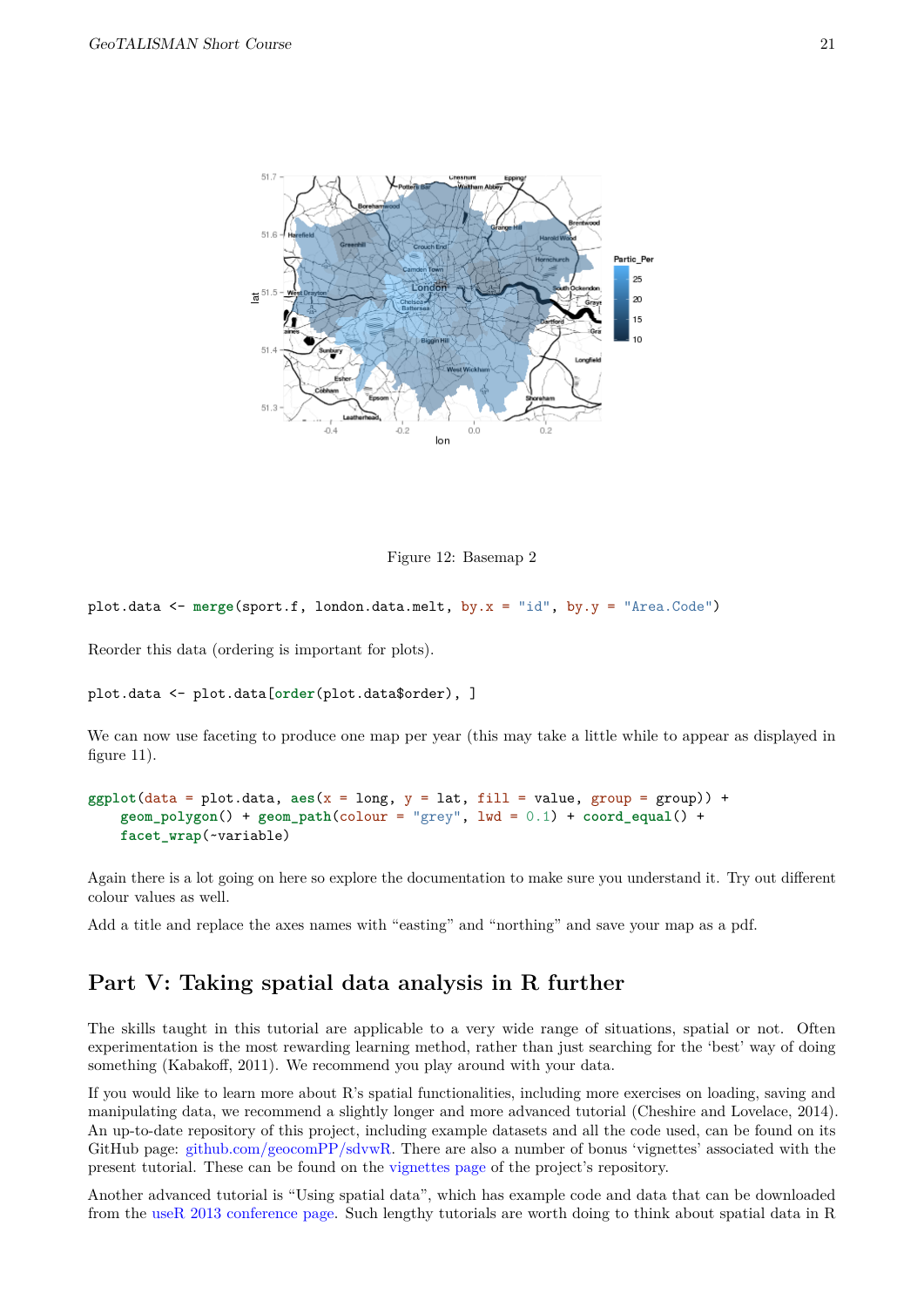Figure 12: Basemap 2

```
plot.data <- merge(sport.f, london.data.melt, by.x = "id", by.y = "Area.Code")
```

Reorder this data (ordering is important for plots).

```
plot.data <- plot.data[order(plot.data$order), ]
```

We can now use faceting to produce one map per year (this may take a little while to appear as displayed in figure 11).

```
ggplot(data = plot.data, aes(x = long, y = lat, fill = value, group = group)) +
    geom_polygon() + geom_path(colour = "grey", lwd = 0.1) + coord_equal() +
    facet_wrap(~variable)
```

Again there is a lot going on here so explore the documentation to make sure you understand it. Try out different colour values as well.

Add a title and replace the axes names with "easting" and "northing" and save your map as a pdf.

## Part V: Taking spatial data analysis in R further

The skills taught in this tutorial are applicable to a very wide range of situations, spatial or not. Often experimentation is the most rewarding learning method, rather than just searching for the 'best' way of doing something (Kabakoff, 2011). We recommend you play around with your data.

If you would like to learn more about R's spatial functionalities, including more exercises on loading, saving and manipulating data, we recommend a slightly longer and more advanced tutorial (Cheshire and Lovelace, 2014). An up-to-date repository of this project, including example datasets and all the code used, can be found on its GitHub page: github.com/geocomPP/sdvwR. There are also a number of bonus 'vignettes' associated with the present tutorial. These can be found on the vignettes page of the project's repository.

Another advanced tutorial is "Using spatial data", which has example code and data that can be downloaded from the useR 2013 conference page. Such lengthy tutorials are worth doing to think about spatial data in R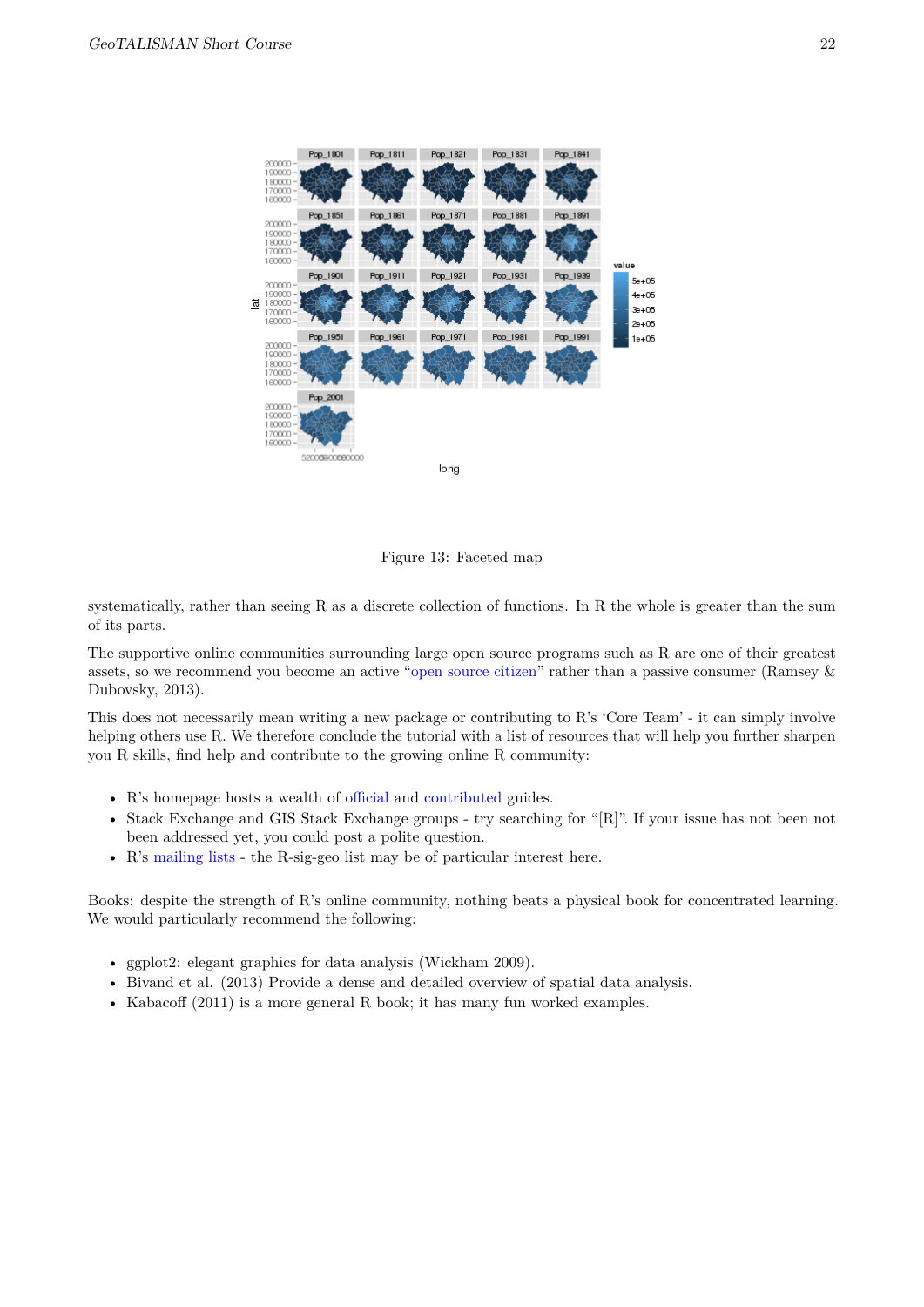Figure 13: Faceted map

systematically, rather than seeing R as a discrete collection of functions. In R the whole is greater than the sum of its parts.

The supportive online communities surrounding large open source programs such as R are one of their greatest assets, so we recommend you become an active "open source citizen" rather than a passive consumer (Ramsey & Dubovsky, 2013).

This does not necessarily mean writing a new package or contributing to R's 'Core Team' - it can simply involve helping others use R. We therefore conclude the tutorial with a list of resources that will help you further sharpen you R skills, find help and contribute to the growing online R community:

- R's homepage hosts a wealth of official and contributed guides.
- Stack Exchange and GIS Stack Exchange groups - try searching for "[R]". If your issue has not been not been addressed yet, you could post a polite question.
- R's mailing lists - the R-sig-geo list may be of particular interest here.

Books: despite the strength of R's online community, nothing beats a physical book for concentrated learning. We would particularly recommend the following:

- ggplot2: elegant graphics for data analysis (Wickham 2009).
- Bivand et al. (2013) Provide a dense and detailed overview of spatial data analysis.
- Kabacoff (2011) is a more general R book; it has many fun worked examples.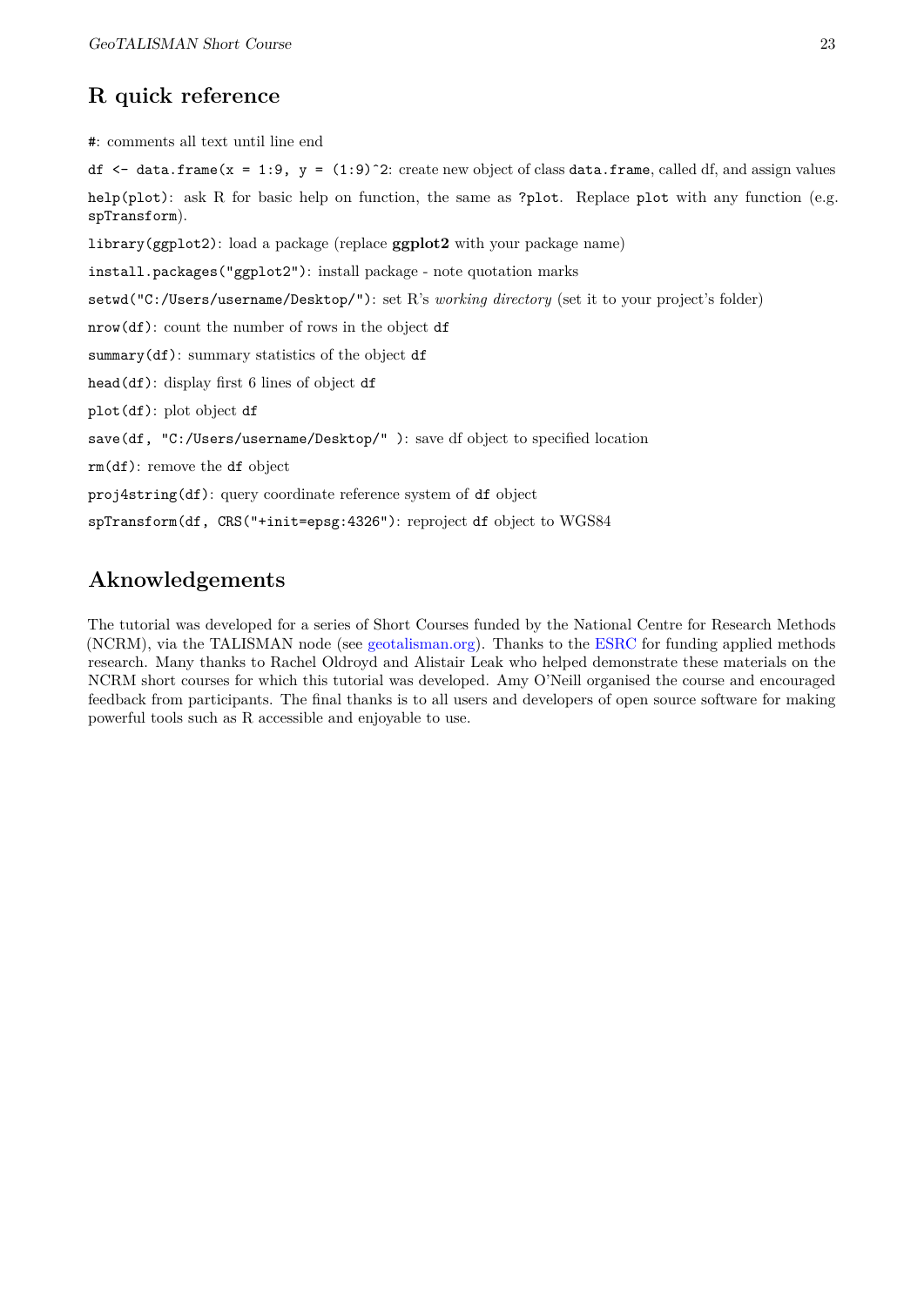## R quick reference

`#`: comments all text until line end

`df <- data.frame(x = 1:9, y = (1:9)^2`: create new object of class `data.frame`, called df, and assign values

`help(plot)`: ask R for basic help on function, the same as `?plot`. Replace `plot` with any function (e.g. `spTransform`).

`library(ggplot2)`: load a package (replace **ggplot2** with your package name)

`install.packages("ggplot2")`: install package - note quotation marks

`setwd("C:/Users/username/Desktop/")`: set R's *working directory* (set it to your project's folder)

`nrow(df)`: count the number of rows in the object `df`

`summary(df)`: summary statistics of the object `df`

`head(df)`: display first 6 lines of object `df`

`plot(df)`: plot object `df`

`save(df, "C:/Users/username/Desktop/" )`: save df object to specified location

`rm(df)`: remove the `df` object

`proj4string(df)`: query coordinate reference system of `df` object

`spTransform(df, CRS("+init=epsg:4326")`: reproject `df` object to WGS84

## Aknowledgements

The tutorial was developed for a series of Short Courses funded by the National Centre for Research Methods (NCRM), via the TALISMAN node (see geotalisman.org). Thanks to the ESRC for funding applied methods research. Many thanks to Rachel Oldroyd and Alistair Leak who helped demonstrate these materials on the NCRM short courses for which this tutorial was developed. Amy O'Neill organised the course and encouraged feedback from participants. The final thanks is to all users and developers of open source software for making powerful tools such as R accessible and enjoyable to use.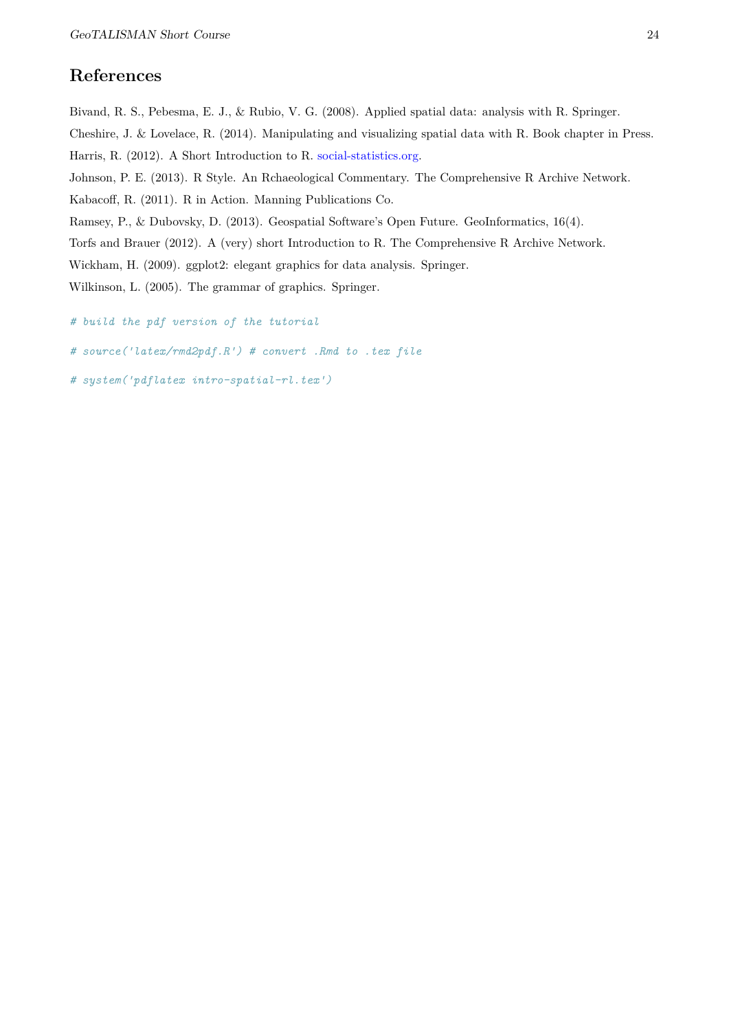## References

Bivand, R. S., Pebesma, E. J., & Rubio, V. G. (2008). Applied spatial data: analysis with R. Springer.

Cheshire, J. & Lovelace, R. (2014). Manipulating and visualizing spatial data with R. Book chapter in Press.

Harris, R. (2012). A Short Introduction to R. social-statistics.org.

Johnson, P. E. (2013). R Style. An Rchaeological Commentary. The Comprehensive R Archive Network.

Kabacoff, R. (2011). R in Action. Manning Publications Co.

Ramsey, P., & Dubovsky, D. (2013). Geospatial Software's Open Future. GeoInformatics, 16(4).

Torfs and Brauer (2012). A (very) short Introduction to R. The Comprehensive R Archive Network.

Wickham, H. (2009). ggplot2: elegant graphics for data analysis. Springer.

Wilkinson, L. (2005). The grammar of graphics. Springer.

```
# build the pdf version of the tutorial
# source('latex/rmd2pdf.R') # convert .Rmd to .tex file
# system('pdflatex intro-spatial-rl.tex')
```